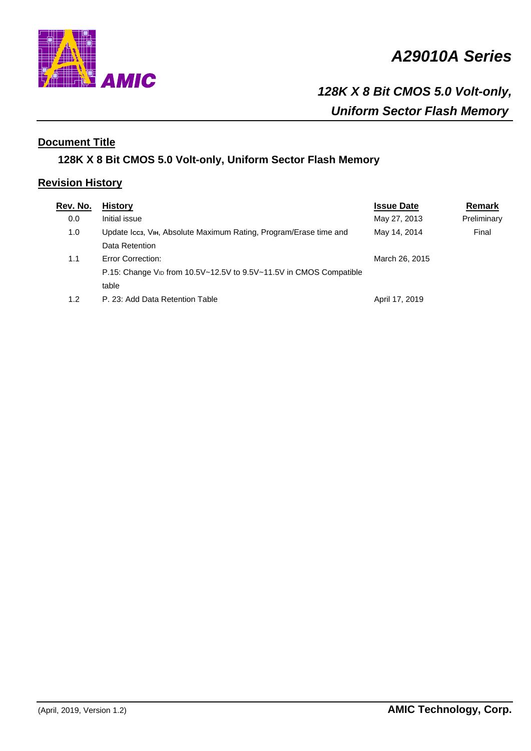# A29010A Series

## 128K X 8 Bit CMOS 5.0 Volt-only, Uniform Sector Flash Memory

### Document Title

**128K X 8 Bit CMOS 5.0 Volt-only, Uniform Sector Flash Memory**

### Revision History

| Rev. No. | History | Issue Date | Remark |
|---|---|---|---|
| 0.0 | Initial issue | May 27, 2013 | Preliminary |
| 1.0 | Update $I_{CC3}$, $V_{IH}$, Absolute Maximum Rating, Program/Erase time and Data Retention | May 14, 2014 | Final |
| 1.1 | Error Correction:<br>P.15: Change $V_{ID}$ from 10.5V~12.5V to 9.5V~11.5V in CMOS Compatible table | March 26, 2015 | |
| 1.2 | P. 23: Add Data Retention Table | April 17, 2019 | |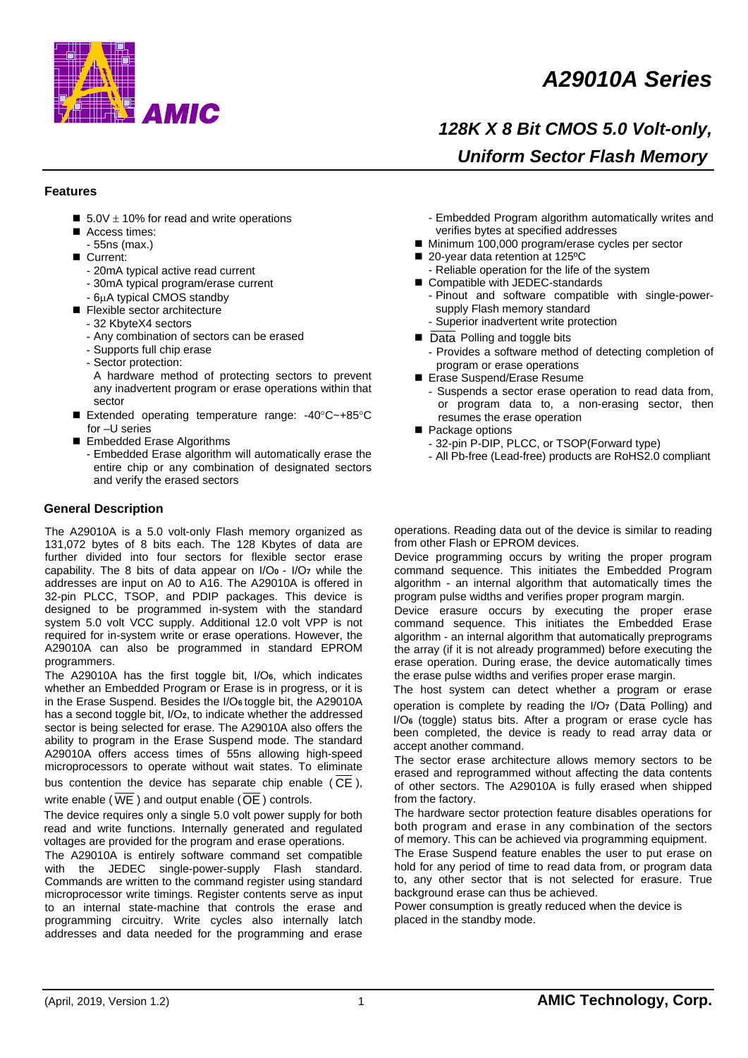# A29010A Series

## 128K X 8 Bit CMOS 5.0 Volt-only, Uniform Sector Flash Memory

### Features

- 5.0V ± 10% for read and write operations
- Access times:
  - 55ns (max.)
- Current:
  - 20mA typical active read current
  - 30mA typical program/erase current
  - 6μA typical CMOS standby
- Flexible sector architecture
  - 32 KbyteX4 sectors
  - Any combination of sectors can be erased
  - Supports full chip erase
  - Sector protection:
    A hardware method of protecting sectors to prevent any inadvertent program or erase operations within that sector
- Extended operating temperature range: -40°C~+85°C for –U series
- Embedded Erase Algorithms
  - Embedded Erase algorithm will automatically erase the entire chip or any combination of designated sectors and verify the erased sectors
  - Embedded Program algorithm automatically writes and verifies bytes at specified addresses
- Minimum 100,000 program/erase cycles per sector
- 20-year data retention at 125ºC
  - Reliable operation for the life of the system
- Compatible with JEDEC-standards
  - Pinout and software compatible with single-power-supply Flash memory standard
  - Superior inadvertent write protection
- $\overline{\text{Data}}$ Polling and toggle bits
  - Provides a software method of detecting completion of program or erase operations
- Erase Suspend/Erase Resume
  - Suspends a sector erase operation to read data from, or program data to, a non-erasing sector, then resumes the erase operation
- Package options
  - 32-pin P-DIP, PLCC, or TSOP(Forward type)
  - All Pb-free (Lead-free) products are RoHS2.0 compliant

### General Description

The A29010A is a 5.0 volt-only Flash memory organized as 131,072 bytes of 8 bits each. The 128 Kbytes of data are further divided into four sectors for flexible sector erase capability. The 8 bits of data appear on $I/O_0$ - $I/O_7$ while the addresses are input on A0 to A16. The A29010A is offered in 32-pin PLCC, TSOP, and PDIP packages. This device is designed to be programmed in-system with the standard system 5.0 volt VCC supply. Additional 12.0 volt VPP is not required for in-system write or erase operations. However, the A29010A can also be programmed in standard EPROM programmers.

The A29010A has the first toggle bit, $I/O_6$, which indicates whether an Embedded Program or Erase is in progress, or it is in the Erase Suspend. Besides the $I/O_6$ toggle bit, the A29010A has a second toggle bit, $I/O_2$, to indicate whether the addressed sector is being selected for erase. The A29010A also offers the ability to program in the Erase Suspend mode. The standard A29010A offers access times of 55ns allowing high-speed microprocessors to operate without wait states. To eliminate bus contention the device has separate chip enable ($\overline{CE}$), write enable ($\overline{WE}$) and output enable ($\overline{OE}$) controls.

The device requires only a single 5.0 volt power supply for both read and write functions. Internally generated and regulated voltages are provided for the program and erase operations.

The A29010A is entirely software command set compatible with the JEDEC single-power-supply Flash standard. Commands are written to the command register using standard microprocessor write timings. Register contents serve as input to an internal state-machine that controls the erase and programming circuitry. Write cycles also internally latch addresses and data needed for the programming and erase operations. Reading data out of the device is similar to reading from other Flash or EPROM devices.

Device programming occurs by writing the proper program command sequence. This initiates the Embedded Program algorithm - an internal algorithm that automatically times the program pulse widths and verifies proper program margin.

Device erasure occurs by executing the proper erase command sequence. This initiates the Embedded Erase algorithm - an internal algorithm that automatically preprograms the array (if it is not already programmed) before executing the erase operation. During erase, the device automatically times the erase pulse widths and verifies proper erase margin.

The host system can detect whether a program or erase operation is complete by reading the $I/O_7$ ($\overline{\text{Data}}$ Polling) and $I/O_6$ (toggle) status bits. After a program or erase cycle has been completed, the device is ready to read array data or accept another command.

The sector erase architecture allows memory sectors to be erased and reprogrammed without affecting the data contents of other sectors. The A29010A is fully erased when shipped from the factory.

The hardware sector protection feature disables operations for both program and erase in any combination of the sectors of memory. This can be achieved via programming equipment.

The Erase Suspend feature enables the user to put erase on hold for any period of time to read data from, or program data to, any other sector that is not selected for erasure. True background erase can thus be achieved.

Power consumption is greatly reduced when the device is placed in the standby mode.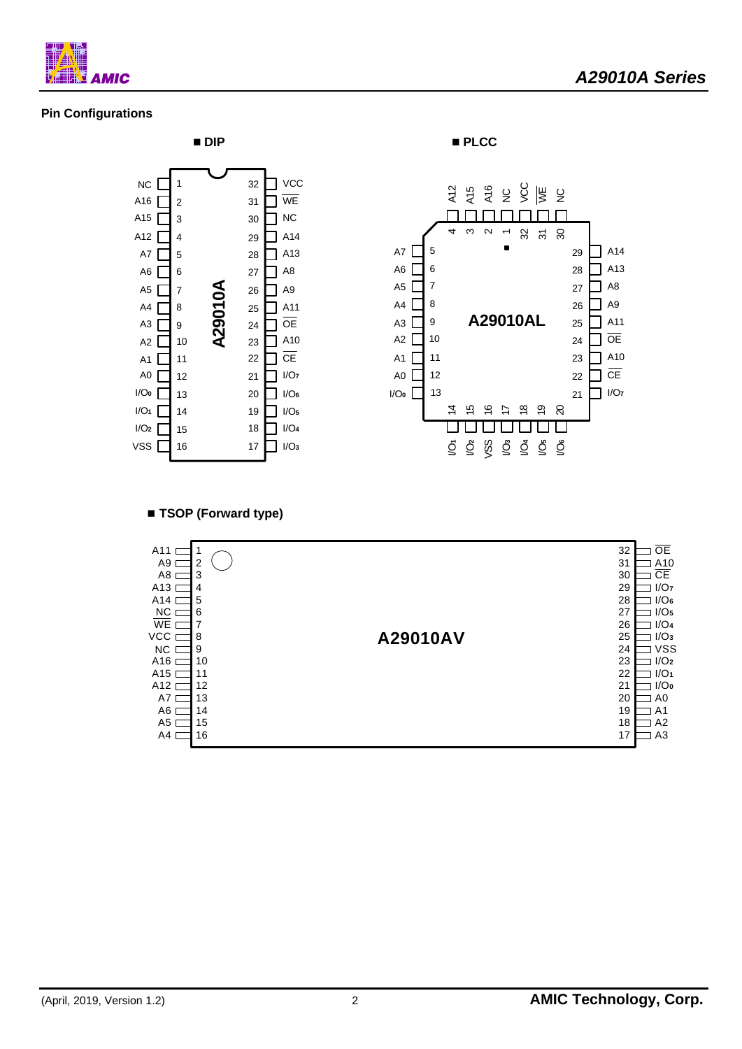## Pin Configurations

■ **DIP**

**A29010A**

| Pin | Name | Pin | Name |
|---|---|---|---|
| 1 | NC | 32 | VCC |
| 2 | A16 | 31 | $\overline{WE}$ |
| 3 | A15 | 30 | NC |
| 4 | A12 | 29 | A14 |
| 5 | A7 | 28 | A13 |
| 6 | A6 | 27 | A8 |
| 7 | A5 | 26 | A9 |
| 8 | A4 | 25 | A11 |
| 9 | A3 | 24 | $\overline{OE}$ |
| 10 | A2 | 23 | A10 |
| 11 | A1 | 22 | $\overline{CE}$ |
| 12 | A0 | 21 | $I/O_7$ |
| 13 | $I/O_0$ | 20 | $I/O_6$ |
| 14 | $I/O_1$ | 19 | $I/O_5$ |
| 15 | $I/O_2$ | 18 | $I/O_4$ |
| 16 | VSS | 17 | $I/O_3$ |

■ **PLCC**

**A29010AL**

| Pin | Name | Pin | Name |
|---|---|---|---|
| 1 | NC | 17 | $I/O_3$ |
| 2 | A16 | 18 | $I/O_4$ |
| 3 | A15 | 19 | $I/O_5$ |
| 4 | A12 | 20 | $I/O_6$ |
| 5 | A7 | 21 | $I/O_7$ |
| 6 | A6 | 22 | $\overline{CE}$ |
| 7 | A5 | 23 | A10 |
| 8 | A4 | 24 | $\overline{OE}$ |
| 9 | A3 | 25 | A11 |
| 10 | A2 | 26 | A9 |
| 11 | A1 | 27 | A8 |
| 12 | A0 | 28 | A13 |
| 13 | $I/O_0$ | 29 | A14 |
| 14 | $I/O_1$ | 30 | NC |
| 15 | $I/O_2$ | 31 | $\overline{WE}$ |
| 16 | VSS | 32 | VCC |

■ **TSOP (Forward type)**

**A29010AV**

| Pin | Name | Pin | Name |
|---|---|---|---|
| 1 | A11 | 32 | $\overline{OE}$ |
| 2 | A9 | 31 | A10 |
| 3 | A8 | 30 | $\overline{CE}$ |
| 4 | A13 | 29 | $I/O_7$ |
| 5 | A14 | 28 | $I/O_6$ |
| 6 | NC | 27 | $I/O_5$ |
| 7 | $\overline{WE}$ | 26 | $I/O_4$ |
| 8 | VCC | 25 | $I/O_3$ |
| 9 | NC | 24 | VSS |
| 10 | A16 | 23 | $I/O_2$ |
| 11 | A15 | 22 | $I/O_1$ |
| 12 | A12 | 21 | $I/O_0$ |
| 13 | A7 | 20 | A0 |
| 14 | A6 | 19 | A1 |
| 15 | A5 | 18 | A2 |
| 16 | A4 | 17 | A3 |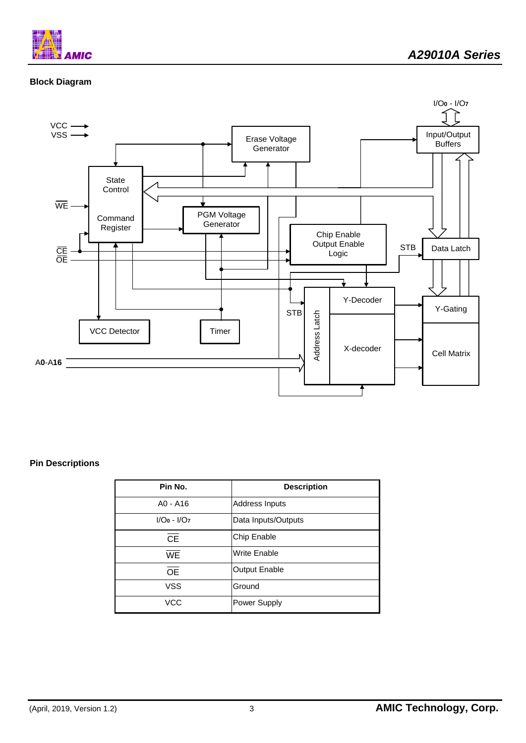## Block Diagram

## Pin Descriptions

| Pin No. | Description |
|---|---|
| A0 - A16 | Address Inputs |
| $I/O_0$ - $I/O_7$ | Data Inputs/Outputs |
| $\overline{CE}$ | Chip Enable |
| $\overline{WE}$ | Write Enable |
| $\overline{OE}$ | Output Enable |
| VSS | Ground |
| VCC | Power Supply |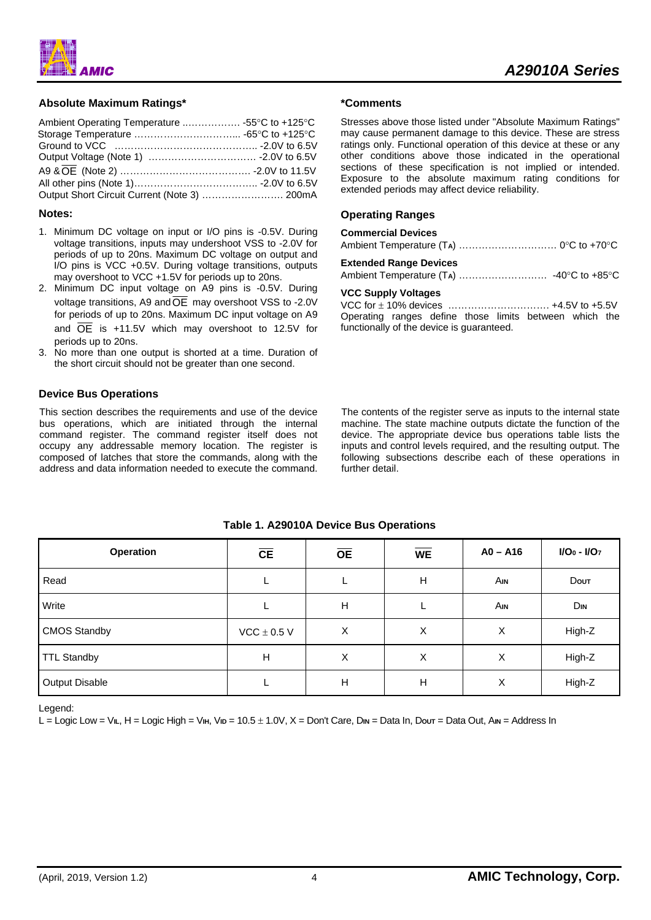## Absolute Maximum Ratings*

Ambient Operating Temperature .................. -55°C to +125°C
Storage Temperature ................................ -65°C to +125°C
Ground to VCC ........................................... -2.0V to 6.5V
Output Voltage (Note 1) ................................ -2.0V to 6.5V
A9 & $\overline{OE}$ (Note 2) ....................................... -2.0V to 11.5V
All other pins (Note 1)...................................... -2.0V to 6.5V
Output Short Circuit Current (Note 3) ......................... 200mA

### Notes:

1. Minimum DC voltage on input or I/O pins is -0.5V. During voltage transitions, inputs may undershoot VSS to -2.0V for periods of up to 20ns. Maximum DC voltage on output and I/O pins is VCC +0.5V. During voltage transitions, outputs may overshoot to VCC +1.5V for periods up to 20ns.
2. Minimum DC input voltage on A9 pins is -0.5V. During voltage transitions, A9 and $\overline{OE}$ may overshoot VSS to -2.0V for periods of up to 20ns. Maximum DC input voltage on A9 and $\overline{OE}$ is +11.5V which may overshoot to 12.5V for periods up to 20ns.
3. No more than one output is shorted at a time. Duration of the short circuit should not be greater than one second.

## *Comments

Stresses above those listed under "Absolute Maximum Ratings" may cause permanent damage to this device. These are stress ratings only. Functional operation of this device at these or any other conditions above those indicated in the operational sections of these specification is not implied or intended. Exposure to the absolute maximum rating conditions for extended periods may affect device reliability.

## Operating Ranges

**Commercial Devices**
Ambient Temperature ($T_A$) .............................. 0°C to +70°C

**Extended Range Devices**
Ambient Temperature ($T_A$) ........................... -40°C to +85°C

**VCC Supply Voltages**
VCC for ± 10% devices ................................ +4.5V to +5.5V
Operating ranges define those limits between which the functionally of the device is guaranteed.

## Device Bus Operations

This section describes the requirements and use of the device bus operations, which are initiated through the internal command register. The command register itself does not occupy any addressable memory location. The register is composed of latches that store the commands, along with the address and data information needed to execute the command.

The contents of the register serve as inputs to the internal state machine. The state machine outputs dictate the function of the device. The appropriate device bus operations table lists the inputs and control levels required, and the resulting output. The following subsections describe each of these operations in further detail.

**Table 1. A29010A Device Bus Operations**

| Operation | $\overline{CE}$ | $\overline{OE}$ | $\overline{WE}$ | A0 – A16 | $I/O_0$ - $I/O_7$ |
|---|---|---|---|---|---|
| Read | L | L | H | $A_{IN}$ | $D_{OUT}$ |
| Write | L | H | L | $A_{IN}$ | $D_{IN}$ |
| CMOS Standby | VCC ± 0.5 V | X | X | X | High-Z |
| TTL Standby | H | X | X | X | High-Z |
| Output Disable | L | H | H | X | High-Z |

Legend:
L = Logic Low = $V_{IL}$, H = Logic High = $V_{IH}$, $V_{ID}$ = 10.5 ± 1.0V, X = Don't Care, $D_{IN}$ = Data In, $D_{OUT}$ = Data Out, $A_{IN}$ = Address In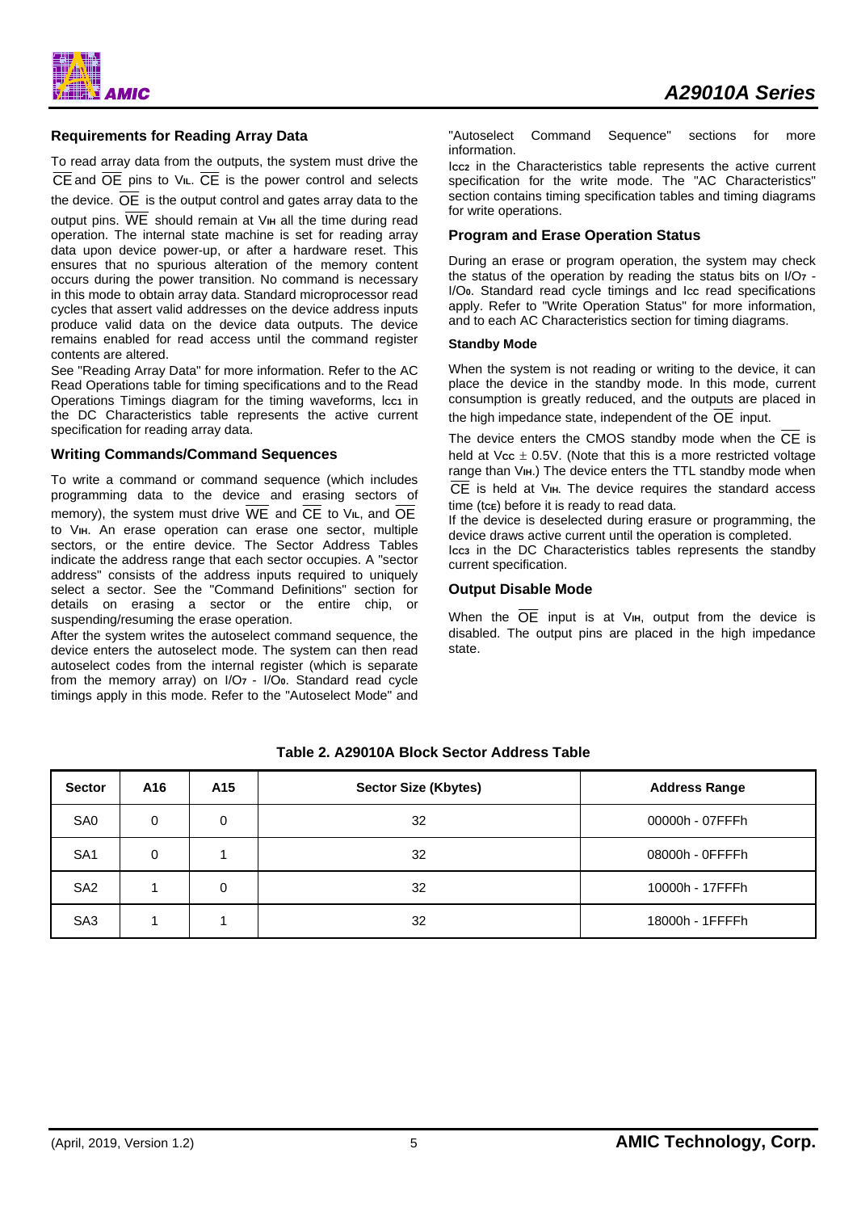### Requirements for Reading Array Data

To read array data from the outputs, the system must drive the $\overline{CE}$ and $\overline{OE}$ pins to $V_{IL}$. $\overline{CE}$ is the power control and selects the device. $\overline{OE}$ is the output control and gates array data to the output pins. $\overline{WE}$ should remain at $V_{IH}$ all the time during read operation. The internal state machine is set for reading array data upon device power-up, or after a hardware reset. This ensures that no spurious alteration of the memory content occurs during the power transition. No command is necessary in this mode to obtain array data. Standard microprocessor read cycles that assert valid addresses on the device address inputs produce valid data on the device data outputs. The device remains enabled for read access until the command register contents are altered.

See "Reading Array Data" for more information. Refer to the AC Read Operations table for timing specifications and to the Read Operations Timings diagram for the timing waveforms, $I_{CC1}$ in the DC Characteristics table represents the active current specification for reading array data.

### Writing Commands/Command Sequences

To write a command or command sequence (which includes programming data to the device and erasing sectors of memory), the system must drive $\overline{WE}$ and $\overline{CE}$ to $V_{IL}$, and $\overline{OE}$ to $V_{IH}$. An erase operation can erase one sector, multiple sectors, or the entire device. The Sector Address Tables indicate the address range that each sector occupies. A "sector address" consists of the address inputs required to uniquely select a sector. See the "Command Definitions" section for details on erasing a sector or the entire chip, or suspending/resuming the erase operation.

After the system writes the autoselect command sequence, the device enters the autoselect mode. The system can then read autoselect codes from the internal register (which is separate from the memory array) on $I/O_7$ - $I/O_0$. Standard read cycle timings apply in this mode. Refer to the "Autoselect Mode" and "Autoselect Command Sequence" sections for more information.

$I_{CC2}$ in the Characteristics table represents the active current specification for the write mode. The "AC Characteristics" section contains timing specification tables and timing diagrams for write operations.

### Program and Erase Operation Status

During an erase or program operation, the system may check the status of the operation by reading the status bits on $I/O_7$ - $I/O_0$. Standard read cycle timings and $I_{CC}$ read specifications apply. Refer to "Write Operation Status" for more information, and to each AC Characteristics section for timing diagrams.

#### Standby Mode

When the system is not reading or writing to the device, it can place the device in the standby mode. In this mode, current consumption is greatly reduced, and the outputs are placed in the high impedance state, independent of the $\overline{OE}$ input.

The device enters the CMOS standby mode when the $\overline{CE}$ is held at $V_{CC} \pm 0.5V$. (Note that this is a more restricted voltage range than $V_{IH}$.) The device enters the TTL standby mode when $\overline{CE}$ is held at $V_{IH}$. The device requires the standard access time ($t_{CE}$) before it is ready to read data.

If the device is deselected during erasure or programming, the device draws active current until the operation is completed.

$I_{CC3}$ in the DC Characteristics tables represents the standby current specification.

### Output Disable Mode

When the $\overline{OE}$ input is at $V_{IH}$, output from the device is disabled. The output pins are placed in the high impedance state.

**Table 2. A29010A Block Sector Address Table**

| Sector | A16 | A15 | Sector Size (Kbytes) | Address Range |
|---|---|---|---|---|
| SA0 | 0 | 0 | 32 | 00000h - 07FFFh |
| SA1 | 0 | 1 | 32 | 08000h - 0FFFFh |
| SA2 | 1 | 0 | 32 | 10000h - 17FFFh |
| SA3 | 1 | 1 | 32 | 18000h - 1FFFFh |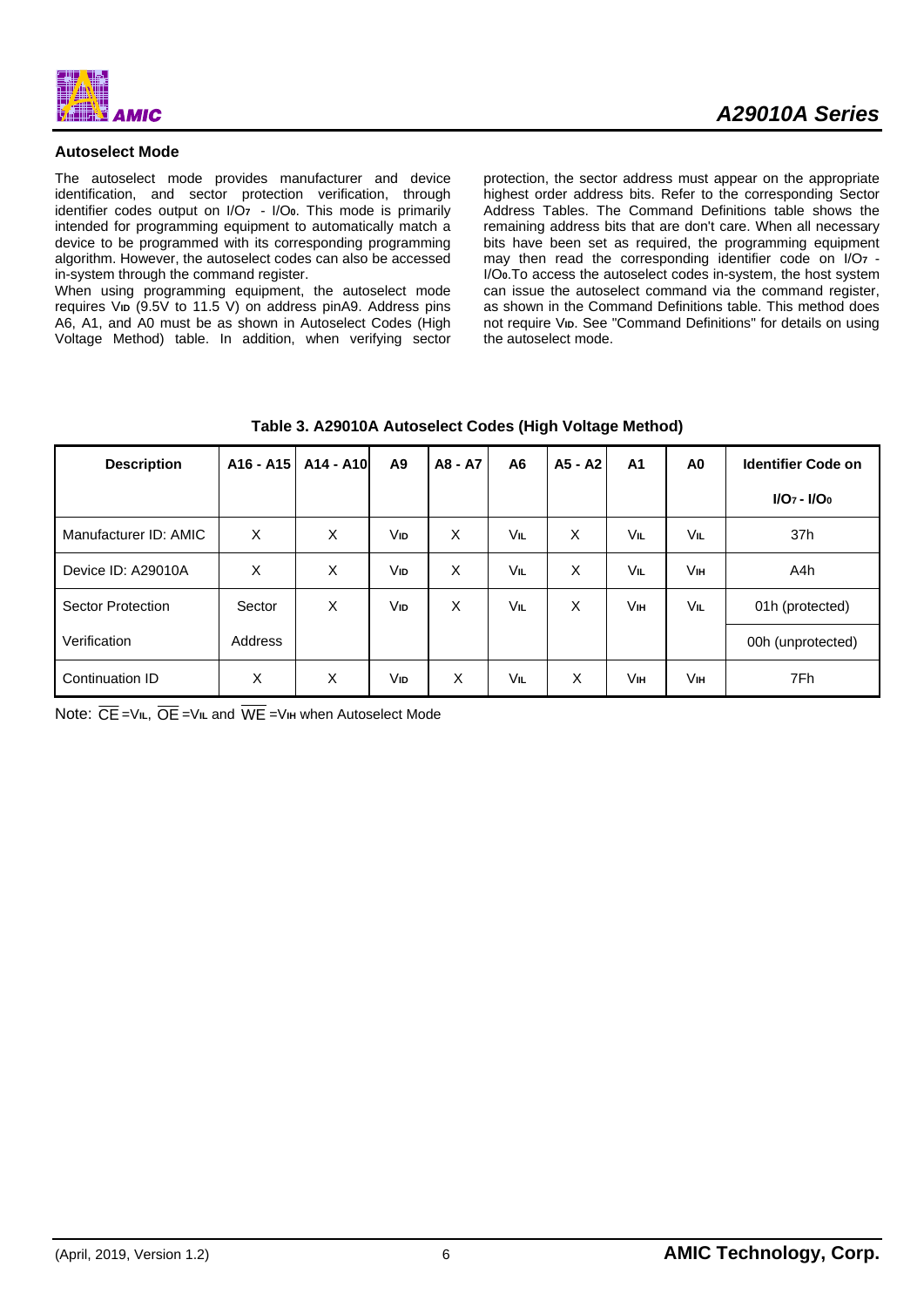### Autoselect Mode

The autoselect mode provides manufacturer and device identification, and sector protection verification, through identifier codes output on $I/O_7$ - $I/O_0$. This mode is primarily intended for programming equipment to automatically match a device to be programmed with its corresponding programming algorithm. However, the autoselect codes can also be accessed in-system through the command register.

When using programming equipment, the autoselect mode requires $V_{ID}$ (9.5V to 11.5 V) on address pinA9. Address pins A6, A1, and A0 must be as shown in Autoselect Codes (High Voltage Method) table. In addition, when verifying sector protection, the sector address must appear on the appropriate highest order address bits. Refer to the corresponding Sector Address Tables. The Command Definitions table shows the remaining address bits that are don't care. When all necessary bits have been set as required, the programming equipment may then read the corresponding identifier code on $I/O_7$ - $I/O_0$.To access the autoselect codes in-system, the host system can issue the autoselect command via the command register, as shown in the Command Definitions table. This method does not require $V_{ID}$. See "Command Definitions" for details on using the autoselect mode.

**Table 3. A29010A Autoselect Codes (High Voltage Method)**

| Description | A16 - A15 | A14 - A10 | A9 | A8 - A7 | A6 | A5 - A2 | A1 | A0 | Identifier Code on $I/O_7$ - $I/O_0$ |
|---|---|---|---|---|---|---|---|---|---|
| Manufacturer ID: AMIC | X | X | $V_{ID}$ | X | $V_{IL}$ | X | $V_{IL}$ | $V_{IL}$ | 37h |
| Device ID: A29010A | X | X | $V_{ID}$ | X | $V_{IL}$ | X | $V_{IL}$ | $V_{IH}$ | A4h |
| Sector Protection Verification | Sector Address | X | $V_{ID}$ | X | $V_{IL}$ | X | $V_{IH}$ | $V_{IL}$ | 01h (protected)<br>00h (unprotected) |
| Continuation ID | X | X | $V_{ID}$ | X | $V_{IL}$ | X | $V_{IH}$ | $V_{IH}$ | 7Fh |

Note: $\overline{CE}$ = $V_{IL}$, $\overline{OE}$ = $V_{IL}$ and $\overline{WE}$ = $V_{IH}$ when Autoselect Mode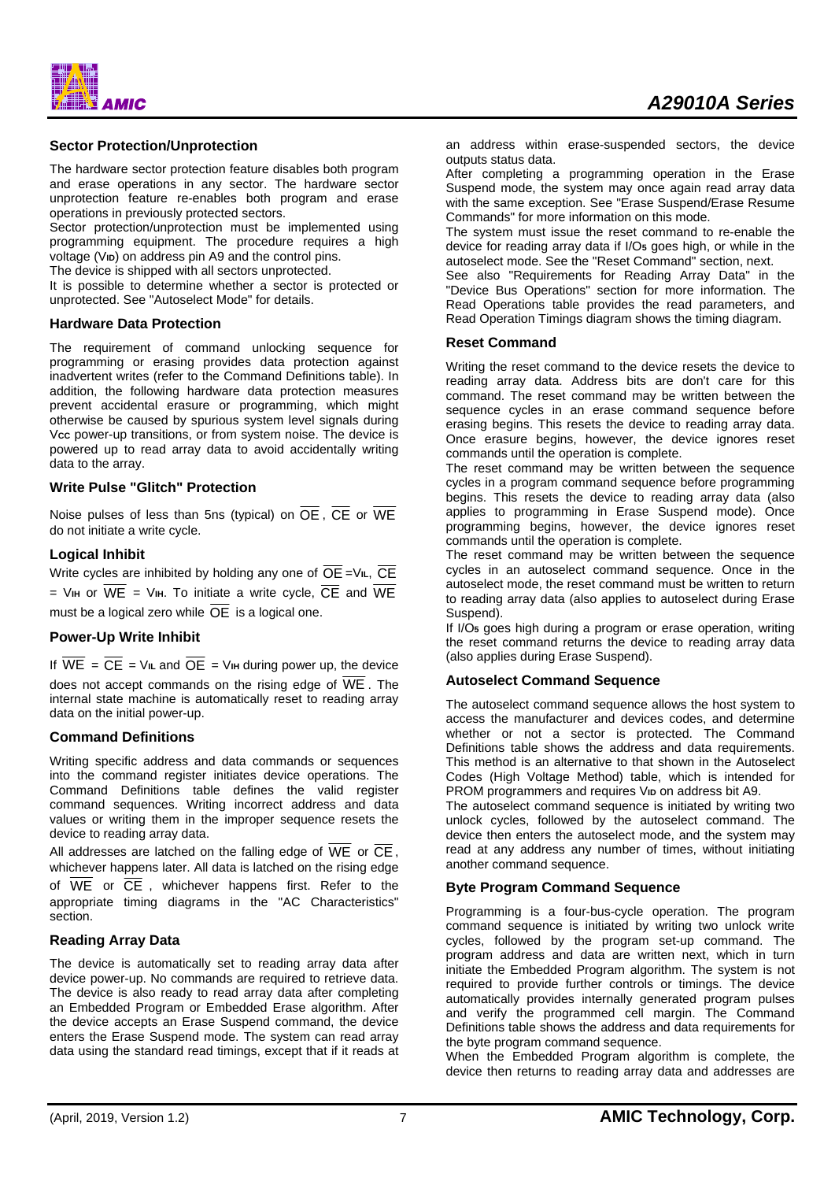## Sector Protection/Unprotection

The hardware sector protection feature disables both program and erase operations in any sector. The hardware sector unprotection feature re-enables both program and erase operations in previously protected sectors.

Sector protection/unprotection must be implemented using programming equipment. The procedure requires a high voltage ($V_{ID}$) on address pin A9 and the control pins.

The device is shipped with all sectors unprotected.

It is possible to determine whether a sector is protected or unprotected. See "Autoselect Mode" for details.

## Hardware Data Protection

The requirement of command unlocking sequence for programming or erasing provides data protection against inadvertent writes (refer to the Command Definitions table). In addition, the following hardware data protection measures prevent accidental erasure or programming, which might otherwise be caused by spurious system level signals during $V_{CC}$ power-up transitions, or from system noise. The device is powered up to read array data to avoid accidentally writing data to the array.

## Write Pulse "Glitch" Protection

Noise pulses of less than 5ns (typical) on $\overline{OE}$, $\overline{CE}$ or $\overline{WE}$ do not initiate a write cycle.

## Logical Inhibit

Write cycles are inhibited by holding any one of $\overline{OE}$ = $V_{IL}$, $\overline{CE}$ = $V_{IH}$ or $\overline{WE}$ = $V_{IH}$. To initiate a write cycle, $\overline{CE}$ and $\overline{WE}$ must be a logical zero while $\overline{OE}$ is a logical one.

## Power-Up Write Inhibit

If $\overline{WE}$ = $\overline{CE}$ = $V_{IL}$ and $\overline{OE}$ = $V_{IH}$ during power up, the device does not accept commands on the rising edge of $\overline{WE}$. The internal state machine is automatically reset to reading array data on the initial power-up.

## Command Definitions

Writing specific address and data commands or sequences into the command register initiates device operations. The Command Definitions table defines the valid register command sequences. Writing incorrect address and data values or writing them in the improper sequence resets the device to reading array data.

All addresses are latched on the falling edge of $\overline{WE}$ or $\overline{CE}$, whichever happens later. All data is latched on the rising edge of $\overline{WE}$ or $\overline{CE}$, whichever happens first. Refer to the appropriate timing diagrams in the "AC Characteristics" section.

## Reading Array Data

The device is automatically set to reading array data after device power-up. No commands are required to retrieve data. The device is also ready to read array data after completing an Embedded Program or Embedded Erase algorithm. After the device accepts an Erase Suspend command, the device enters the Erase Suspend mode. The system can read array data using the standard read timings, except that if it reads at an address within erase-suspended sectors, the device outputs status data.

After completing a programming operation in the Erase Suspend mode, the system may once again read array data with the same exception. See "Erase Suspend/Erase Resume Commands" for more information on this mode.

The system must issue the reset command to re-enable the device for reading array data if $I/O_5$ goes high, or while in the autoselect mode. See the "Reset Command" section, next.

See also "Requirements for Reading Array Data" in the "Device Bus Operations" section for more information. The Read Operations table provides the read parameters, and Read Operation Timings diagram shows the timing diagram.

## Reset Command

Writing the reset command to the device resets the device to reading array data. Address bits are don't care for this command. The reset command may be written between the sequence cycles in an erase command sequence before erasing begins. This resets the device to reading array data. Once erasure begins, however, the device ignores reset commands until the operation is complete.

The reset command may be written between the sequence cycles in a program command sequence before programming begins. This resets the device to reading array data (also applies to programming in Erase Suspend mode). Once programming begins, however, the device ignores reset commands until the operation is complete.

The reset command may be written between the sequence cycles in an autoselect command sequence. Once in the autoselect mode, the reset command must be written to return to reading array data (also applies to autoselect during Erase Suspend).

If $I/O_5$ goes high during a program or erase operation, writing the reset command returns the device to reading array data (also applies during Erase Suspend).

## Autoselect Command Sequence

The autoselect command sequence allows the host system to access the manufacturer and devices codes, and determine whether or not a sector is protected. The Command Definitions table shows the address and data requirements. This method is an alternative to that shown in the Autoselect Codes (High Voltage Method) table, which is intended for PROM programmers and requires $V_{ID}$ on address bit A9.

The autoselect command sequence is initiated by writing two unlock cycles, followed by the autoselect command. The device then enters the autoselect mode, and the system may read at any address any number of times, without initiating another command sequence.

## Byte Program Command Sequence

Programming is a four-bus-cycle operation. The program command sequence is initiated by writing two unlock write cycles, followed by the program set-up command. The program address and data are written next, which in turn initiate the Embedded Program algorithm. The system is not required to provide further controls or timings. The device automatically provides internally generated program pulses and verify the programmed cell margin. The Command Definitions table shows the address and data requirements for the byte program command sequence.

When the Embedded Program algorithm is complete, the device then returns to reading array data and addresses are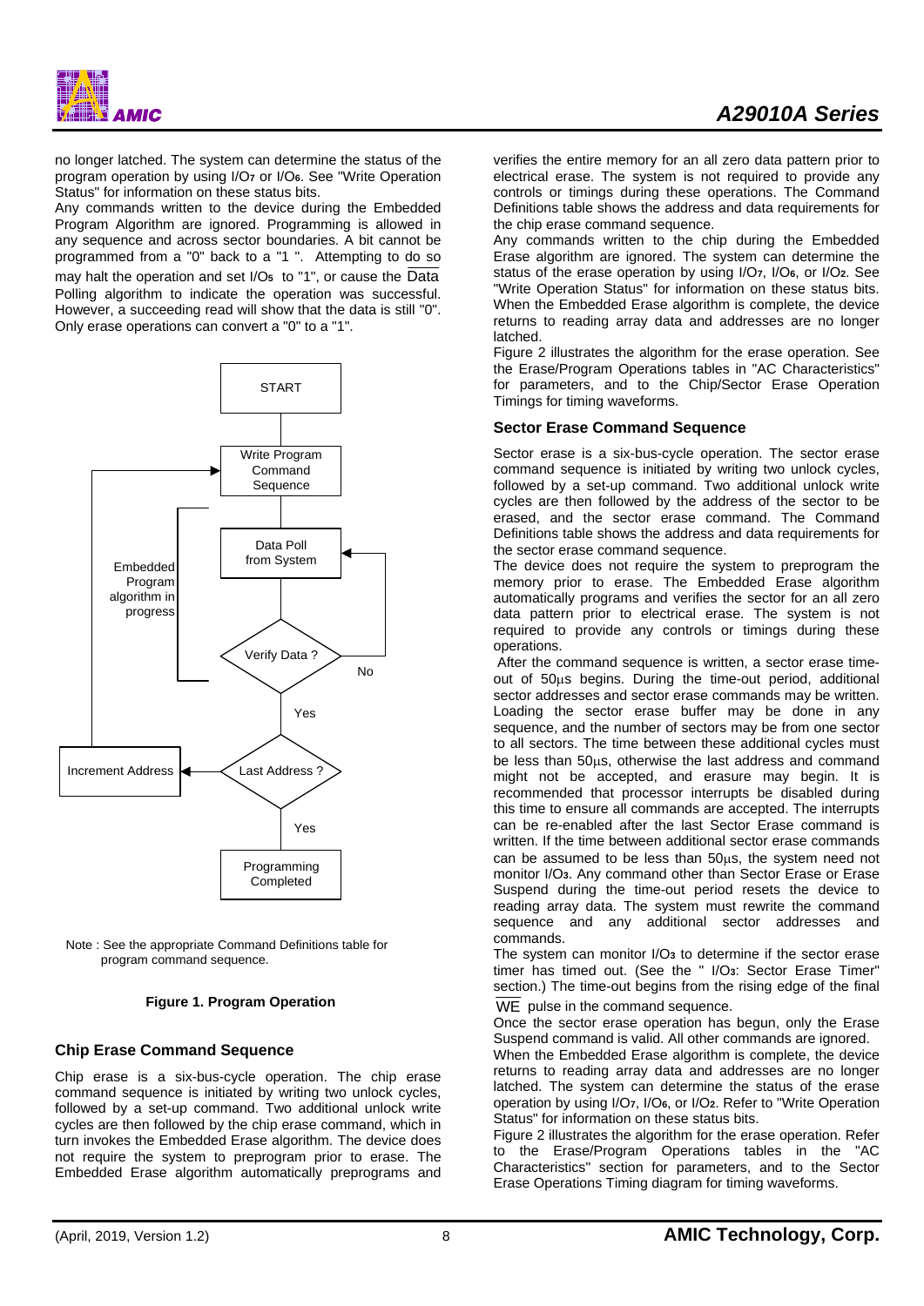no longer latched. The system can determine the status of the program operation by using $I/O_7$ or $I/O_6$. See "Write Operation Status" for information on these status bits.

Any commands written to the device during the Embedded Program Algorithm are ignored. Programming is allowed in any sequence and across sector boundaries. A bit cannot be programmed from a "0" back to a "1 ". Attempting to do so may halt the operation and set $I/O_5$ to "1", or cause the $\overline{\text{Data}}$ Polling algorithm to indicate the operation was successful. However, a succeeding read will show that the data is still "0". Only erase operations can convert a "0" to a "1".

START

Write Program Command Sequence

Data Poll from System

Verify Data ?

No

Yes

Last Address ?

Increment Address

Yes

Programming Completed

Embedded Program algorithm in progress

Note : See the appropriate Command Definitions table for program command sequence.

**Figure 1. Program Operation**

### Chip Erase Command Sequence

Chip erase is a six-bus-cycle operation. The chip erase command sequence is initiated by writing two unlock cycles, followed by a set-up command. Two additional unlock write cycles are then followed by the chip erase command, which in turn invokes the Embedded Erase algorithm. The device does not require the system to preprogram prior to erase. The Embedded Erase algorithm automatically preprograms and verifies the entire memory for an all zero data pattern prior to electrical erase. The system is not required to provide any controls or timings during these operations. The Command Definitions table shows the address and data requirements for the chip erase command sequence.

Any commands written to the chip during the Embedded Erase algorithm are ignored. The system can determine the status of the erase operation by using $I/O_7$, $I/O_6$, or $I/O_2$. See "Write Operation Status" for information on these status bits. When the Embedded Erase algorithm is complete, the device returns to reading array data and addresses are no longer latched.

Figure 2 illustrates the algorithm for the erase operation. See the Erase/Program Operations tables in "AC Characteristics" for parameters, and to the Chip/Sector Erase Operation Timings for timing waveforms.

### Sector Erase Command Sequence

Sector erase is a six-bus-cycle operation. The sector erase command sequence is initiated by writing two unlock cycles, followed by a set-up command. Two additional unlock write cycles are then followed by the address of the sector to be erased, and the sector erase command. The Command Definitions table shows the address and data requirements for the sector erase command sequence.

The device does not require the system to preprogram the memory prior to erase. The Embedded Erase algorithm automatically programs and verifies the sector for an all zero data pattern prior to electrical erase. The system is not required to provide any controls or timings during these operations.

After the command sequence is written, a sector erase time-out of 50μs begins. During the time-out period, additional sector addresses and sector erase commands may be written. Loading the sector erase buffer may be done in any sequence, and the number of sectors may be from one sector to all sectors. The time between these additional cycles must be less than 50μs, otherwise the last address and command might not be accepted, and erasure may begin. It is recommended that processor interrupts be disabled during this time to ensure all commands are accepted. The interrupts can be re-enabled after the last Sector Erase command is written. If the time between additional sector erase commands can be assumed to be less than 50μs, the system need not monitor $I/O_3$. Any command other than Sector Erase or Erase Suspend during the time-out period resets the device to reading array data. The system must rewrite the command sequence and any additional sector addresses and commands.

The system can monitor $I/O_3$ to determine if the sector erase timer has timed out. (See the " $I/O_3$: Sector Erase Timer" section.) The time-out begins from the rising edge of the final $\overline{\text{WE}}$ pulse in the command sequence.

Once the sector erase operation has begun, only the Erase Suspend command is valid. All other commands are ignored.

When the Embedded Erase algorithm is complete, the device returns to reading array data and addresses are no longer latched. The system can determine the status of the erase operation by using $I/O_7$, $I/O_6$, or $I/O_2$. Refer to "Write Operation Status" for information on these status bits.

Figure 2 illustrates the algorithm for the erase operation. Refer to the Erase/Program Operations tables in the "AC Characteristics" section for parameters, and to the Sector Erase Operations Timing diagram for timing waveforms.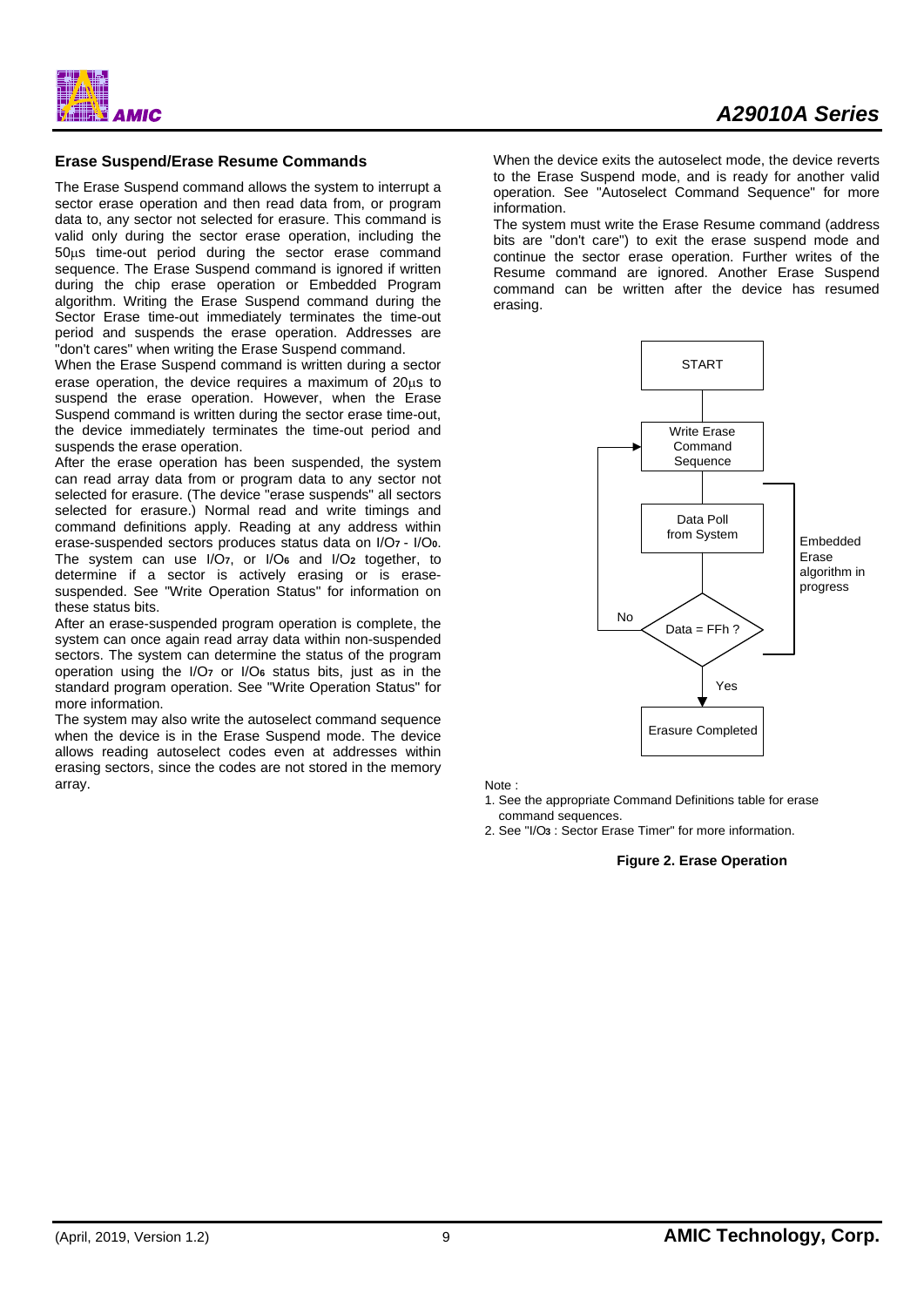### Erase Suspend/Erase Resume Commands

The Erase Suspend command allows the system to interrupt a sector erase operation and then read data from, or program data to, any sector not selected for erasure. This command is valid only during the sector erase operation, including the 50μs time-out period during the sector erase command sequence. The Erase Suspend command is ignored if written during the chip erase operation or Embedded Program algorithm. Writing the Erase Suspend command during the Sector Erase time-out immediately terminates the time-out period and suspends the erase operation. Addresses are "don't cares" when writing the Erase Suspend command.

When the Erase Suspend command is written during a sector erase operation, the device requires a maximum of 20μs to suspend the erase operation. However, when the Erase Suspend command is written during the sector erase time-out, the device immediately terminates the time-out period and suspends the erase operation.

After the erase operation has been suspended, the system can read array data from or program data to any sector not selected for erasure. (The device "erase suspends" all sectors selected for erasure.) Normal read and write timings and command definitions apply. Reading at any address within erase-suspended sectors produces status data on $I/O_7$ - $I/O_0$. The system can use $I/O_7$, or $I/O_6$ and $I/O_2$ together, to determine if a sector is actively erasing or is erase-suspended. See "Write Operation Status" for information on these status bits.

After an erase-suspended program operation is complete, the system can once again read array data within non-suspended sectors. The system can determine the status of the program operation using the $I/O_7$ or $I/O_6$ status bits, just as in the standard program operation. See "Write Operation Status" for more information.

The system may also write the autoselect command sequence when the device is in the Erase Suspend mode. The device allows reading autoselect codes even at addresses within erasing sectors, since the codes are not stored in the memory array.

When the device exits the autoselect mode, the device reverts to the Erase Suspend mode, and is ready for another valid operation. See "Autoselect Command Sequence" for more information.

The system must write the Erase Resume command (address bits are "don't care") to exit the erase suspend mode and continue the sector erase operation. Further writes of the Resume command are ignored. Another Erase Suspend command can be written after the device has resumed erasing.

START

Write Erase Command Sequence

Data Poll from System

Data = FFh ?

No

Yes

Erasure Completed

Embedded Erase algorithm in progress

Note :

1. See the appropriate Command Definitions table for erase command sequences.
2. See "$I/O_3$ : Sector Erase Timer" for more information.

**Figure 2. Erase Operation**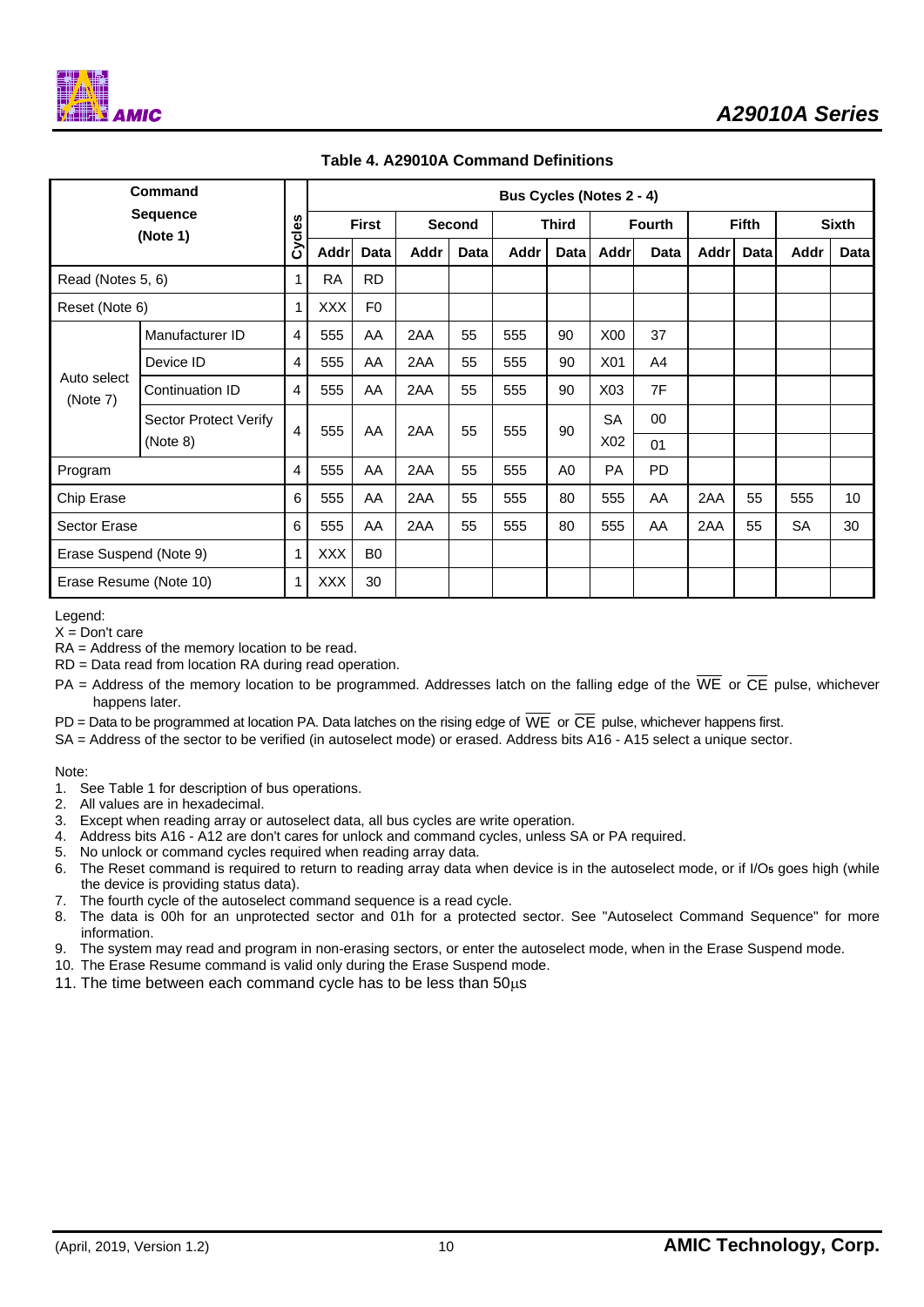### Table 4. A29010A Command Definitions

| Command Sequence (Note 1) | | Cycles | Bus Cycles (Notes 2 - 4) | | | | | | | | | | | |
|---|---|---|---|---|---|---|---|---|---|---|---|---|---|---|
| | | | First | | Second | | Third | | Fourth | | Fifth | | Sixth | |
| | | | Addr | Data | Addr | Data | Addr | Data | Addr | Data | Addr | Data | Addr | Data |
| Read (Notes 5, 6) | | 1 | RA | RD | | | | | | | | | | |
| Reset (Note 6) | | 1 | XXX | F0 | | | | | | | | | | |
| Auto select (Note 7) | Manufacturer ID | 4 | 555 | AA | 2AA | 55 | 555 | 90 | X00 | 37 | | | | |
| | Device ID | 4 | 555 | AA | 2AA | 55 | 555 | 90 | X01 | A4 | | | | |
| | Continuation ID | 4 | 555 | AA | 2AA | 55 | 555 | 90 | X03 | 7F | | | | |
| | Sector Protect Verify (Note 8) | 4 | 555 | AA | 2AA | 55 | 555 | 90 | SA X02 | 00 / 01 | | | | |
| Program | | 4 | 555 | AA | 2AA | 55 | 555 | A0 | PA | PD | | | | |
| Chip Erase | | 6 | 555 | AA | 2AA | 55 | 555 | 80 | 555 | AA | 2AA | 55 | 555 | 10 |
| Sector Erase | | 6 | 555 | AA | 2AA | 55 | 555 | 80 | 555 | AA | 2AA | 55 | SA | 30 |
| Erase Suspend (Note 9) | | 1 | XXX | B0 | | | | | | | | | | |
| Erase Resume (Note 10) | | 1 | XXX | 30 | | | | | | | | | | |

Legend:
X = Don't care
RA = Address of the memory location to be read.
RD = Data read from location RA during read operation.
PA = Address of the memory location to be programmed. Addresses latch on the falling edge of the $\overline{WE}$ or $\overline{CE}$ pulse, whichever happens later.
PD = Data to be programmed at location PA. Data latches on the rising edge of $\overline{WE}$ or $\overline{CE}$ pulse, whichever happens first.
SA = Address of the sector to be verified (in autoselect mode) or erased. Address bits A16 - A15 select a unique sector.

Note:
1. See Table 1 for description of bus operations.
2. All values are in hexadecimal.
3. Except when reading array or autoselect data, all bus cycles are write operation.
4. Address bits A16 - A12 are don't cares for unlock and command cycles, unless SA or PA required.
5. No unlock or command cycles required when reading array data.
6. The Reset command is required to return to reading array data when device is in the autoselect mode, or if I/O5 goes high (while the device is providing status data).
7. The fourth cycle of the autoselect command sequence is a read cycle.
8. The data is 00h for an unprotected sector and 01h for a protected sector. See "Autoselect Command Sequence" for more information.
9. The system may read and program in non-erasing sectors, or enter the autoselect mode, when in the Erase Suspend mode.
10. The Erase Resume command is valid only during the Erase Suspend mode.
11. The time between each command cycle has to be less than 50μs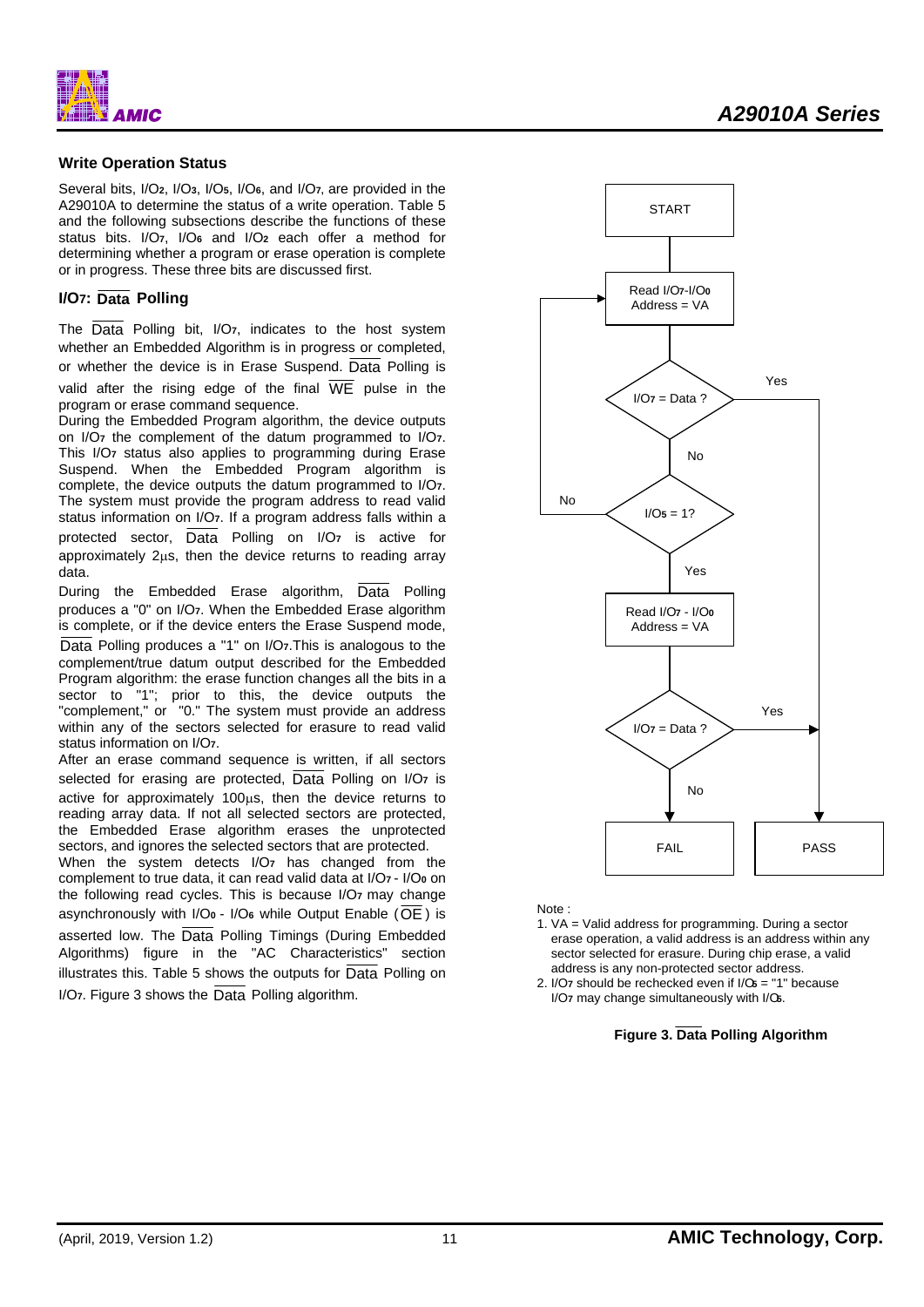## Write Operation Status

Several bits, I/O$_2$, I/O$_3$, I/O$_5$, I/O$_6$, and I/O$_7$, are provided in the A29010A to determine the status of a write operation. Table 5 and the following subsections describe the functions of these status bits. I/O$_7$, I/O$_6$ and I/O$_2$ each offer a method for determining whether a program or erase operation is complete or in progress. These three bits are discussed first.

### I/O$_7$: $\overline{\text{Data}}$ Polling

The $\overline{\text{Data}}$ Polling bit, I/O$_7$, indicates to the host system whether an Embedded Algorithm is in progress or completed, or whether the device is in Erase Suspend. $\overline{\text{Data}}$ Polling is valid after the rising edge of the final $\overline{\text{WE}}$ pulse in the program or erase command sequence.

During the Embedded Program algorithm, the device outputs on I/O$_7$ the complement of the datum programmed to I/O$_7$. This I/O$_7$ status also applies to programming during Erase Suspend. When the Embedded Program algorithm is complete, the device outputs the datum programmed to I/O$_7$. The system must provide the program address to read valid status information on I/O$_7$. If a program address falls within a protected sector, $\overline{\text{Data}}$ Polling on I/O$_7$ is active for approximately 2μs, then the device returns to reading array data.

During the Embedded Erase algorithm, $\overline{\text{Data}}$ Polling produces a "0" on I/O$_7$. When the Embedded Erase algorithm is complete, or if the device enters the Erase Suspend mode, $\overline{\text{Data}}$ Polling produces a "1" on I/O$_7$.This is analogous to the complement/true datum output described for the Embedded Program algorithm: the erase function changes all the bits in a sector to "1"; prior to this, the device outputs the "complement," or "0." The system must provide an address within any of the sectors selected for erasure to read valid status information on I/O$_7$.

After an erase command sequence is written, if all sectors selected for erasing are protected, $\overline{\text{Data}}$ Polling on I/O$_7$ is active for approximately 100μs, then the device returns to reading array data. If not all selected sectors are protected, the Embedded Erase algorithm erases the unprotected sectors, and ignores the selected sectors that are protected.

When the system detects I/O$_7$ has changed from the complement to true data, it can read valid data at I/O$_7$ - I/O$_0$ on the following read cycles. This is because I/O$_7$ may change asynchronously with I/O$_0$ - I/O$_6$ while Output Enable ($\overline{\text{OE}}$) is asserted low. The $\overline{\text{Data}}$ Polling Timings (During Embedded Algorithms) figure in the "AC Characteristics" section illustrates this. Table 5 shows the outputs for $\overline{\text{Data}}$ Polling on I/O$_7$. Figure 3 shows the $\overline{\text{Data}}$ Polling algorithm.

START → Read I/O$_7$-I/O$_0$ Address = VA → I/O$_7$ = Data ? (Yes → PASS; No →) I/O$_5$ = 1? (No → back to Read; Yes →) Read I/O$_7$ - I/O$_0$ Address = VA → I/O$_7$ = Data ? (Yes → PASS; No → FAIL)

Note :

1. VA = Valid address for programming. During a sector erase operation, a valid address is an address within any sector selected for erasure. During chip erase, a valid address is any non-protected sector address.
2. I/O$_7$ should be rechecked even if I/O$_5$ = "1" because I/O$_7$ may change simultaneously with I/O$_5$.

**Figure 3. $\overline{\text{Data}}$ Polling Algorithm**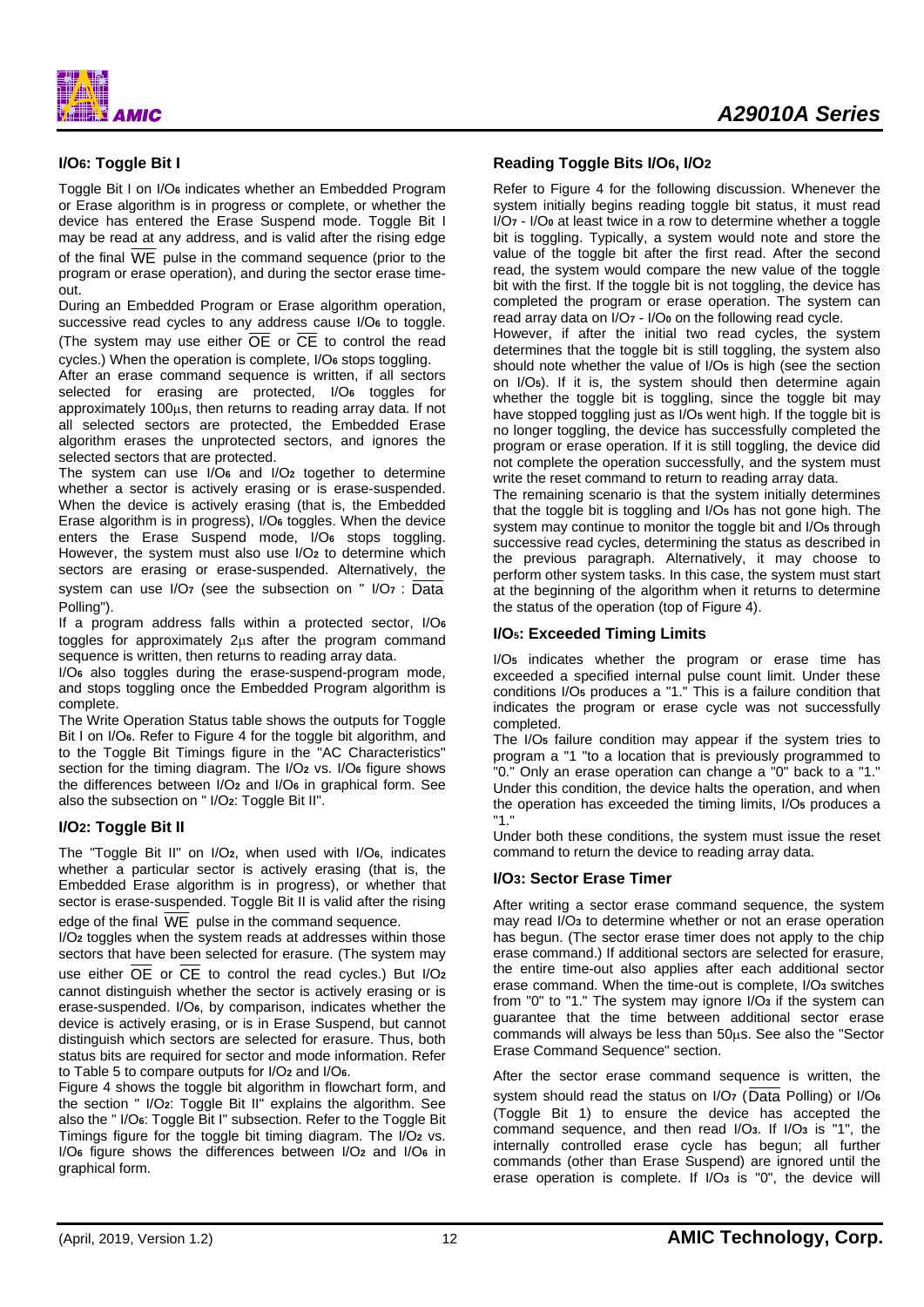### $I/O_6$: Toggle Bit I

Toggle Bit I on $I/O_6$ indicates whether an Embedded Program or Erase algorithm is in progress or complete, or whether the device has entered the Erase Suspend mode. Toggle Bit I may be read at any address, and is valid after the rising edge of the final $\overline{WE}$ pulse in the command sequence (prior to the program or erase operation), and during the sector erase time-out.

During an Embedded Program or Erase algorithm operation, successive read cycles to any address cause $I/O_6$ to toggle. (The system may use either $\overline{OE}$ or $\overline{CE}$ to control the read cycles.) When the operation is complete, $I/O_6$ stops toggling.

After an erase command sequence is written, if all sectors selected for erasing are protected, $I/O_6$ toggles for approximately 100μs, then returns to reading array data. If not all selected sectors are protected, the Embedded Erase algorithm erases the unprotected sectors, and ignores the selected sectors that are protected.

The system can use $I/O_6$ and $I/O_2$ together to determine whether a sector is actively erasing or is erase-suspended. When the device is actively erasing (that is, the Embedded Erase algorithm is in progress), $I/O_6$ toggles. When the device enters the Erase Suspend mode, $I/O_6$ stops toggling. However, the system must also use $I/O_2$ to determine which sectors are erasing or erase-suspended. Alternatively, the system can use $I/O_7$ (see the subsection on " $I/O_7$ : $\overline{Data}$ Polling").

If a program address falls within a protected sector, $I/O_6$ toggles for approximately 2μs after the program command sequence is written, then returns to reading array data.

$I/O_6$ also toggles during the erase-suspend-program mode, and stops toggling once the Embedded Program algorithm is complete.

The Write Operation Status table shows the outputs for Toggle Bit I on $I/O_6$. Refer to Figure 4 for the toggle bit algorithm, and to the Toggle Bit Timings figure in the "AC Characteristics" section for the timing diagram. The $I/O_2$ vs. $I/O_6$ figure shows the differences between $I/O_2$ and $I/O_6$ in graphical form. See also the subsection on " $I/O_2$: Toggle Bit II".

### $I/O_2$: Toggle Bit II

The "Toggle Bit II" on $I/O_2$, when used with $I/O_6$, indicates whether a particular sector is actively erasing (that is, the Embedded Erase algorithm is in progress), or whether that sector is erase-suspended. Toggle Bit II is valid after the rising edge of the final $\overline{WE}$ pulse in the command sequence.

$I/O_2$ toggles when the system reads at addresses within those sectors that have been selected for erasure. (The system may use either $\overline{OE}$ or $\overline{CE}$ to control the read cycles.) But $I/O_2$ cannot distinguish whether the sector is actively erasing or is erase-suspended. $I/O_6$, by comparison, indicates whether the device is actively erasing, or is in Erase Suspend, but cannot distinguish which sectors are selected for erasure. Thus, both status bits are required for sector and mode information. Refer to Table 5 to compare outputs for $I/O_2$ and $I/O_6$.

Figure 4 shows the toggle bit algorithm in flowchart form, and the section " $I/O_2$: Toggle Bit II" explains the algorithm. See also the " $I/O_6$: Toggle Bit I" subsection. Refer to the Toggle Bit Timings figure for the toggle bit timing diagram. The $I/O_2$ vs. $I/O_6$ figure shows the differences between $I/O_2$ and $I/O_6$ in graphical form.

### Reading Toggle Bits $I/O_6$, $I/O_2$

Refer to Figure 4 for the following discussion. Whenever the system initially begins reading toggle bit status, it must read $I/O_7$ - $I/O_0$ at least twice in a row to determine whether a toggle bit is toggling. Typically, a system would note and store the value of the toggle bit after the first read. After the second read, the system would compare the new value of the toggle bit with the first. If the toggle bit is not toggling, the device has completed the program or erase operation. The system can read array data on $I/O_7$ - $I/O_0$ on the following read cycle.

However, if after the initial two read cycles, the system determines that the toggle bit is still toggling, the system also should note whether the value of $I/O_5$ is high (see the section on $I/O_5$). If it is, the system should then determine again whether the toggle bit is toggling, since the toggle bit may have stopped toggling just as $I/O_5$ went high. If the toggle bit is no longer toggling, the device has successfully completed the program or erase operation. If it is still toggling, the device did not complete the operation successfully, and the system must write the reset command to return to reading array data.

The remaining scenario is that the system initially determines that the toggle bit is toggling and $I/O_5$ has not gone high. The system may continue to monitor the toggle bit and $I/O_5$ through successive read cycles, determining the status as described in the previous paragraph. Alternatively, it may choose to perform other system tasks. In this case, the system must start at the beginning of the algorithm when it returns to determine the status of the operation (top of Figure 4).

### $I/O_5$: Exceeded Timing Limits

$I/O_5$ indicates whether the program or erase time has exceeded a specified internal pulse count limit. Under these conditions $I/O_5$ produces a "1." This is a failure condition that indicates the program or erase cycle was not successfully completed.

The $I/O_5$ failure condition may appear if the system tries to program a "1 "to a location that is previously programmed to "0." Only an erase operation can change a "0" back to a "1." Under this condition, the device halts the operation, and when the operation has exceeded the timing limits, $I/O_5$ produces a "1."

Under both these conditions, the system must issue the reset command to return the device to reading array data.

### $I/O_3$: Sector Erase Timer

After writing a sector erase command sequence, the system may read $I/O_3$ to determine whether or not an erase operation has begun. (The sector erase timer does not apply to the chip erase command.) If additional sectors are selected for erasure, the entire time-out also applies after each additional sector erase command. When the time-out is complete, $I/O_3$ switches from "0" to "1." The system may ignore $I/O_3$ if the system can guarantee that the time between additional sector erase commands will always be less than 50μs. See also the "Sector Erase Command Sequence" section.

After the sector erase command sequence is written, the system should read the status on $I/O_7$ ($\overline{Data}$ Polling) or $I/O_6$ (Toggle Bit 1) to ensure the device has accepted the command sequence, and then read $I/O_3$. If $I/O_3$ is "1", the internally controlled erase cycle has begun; all further commands (other than Erase Suspend) are ignored until the erase operation is complete. If $I/O_3$ is "0", the device will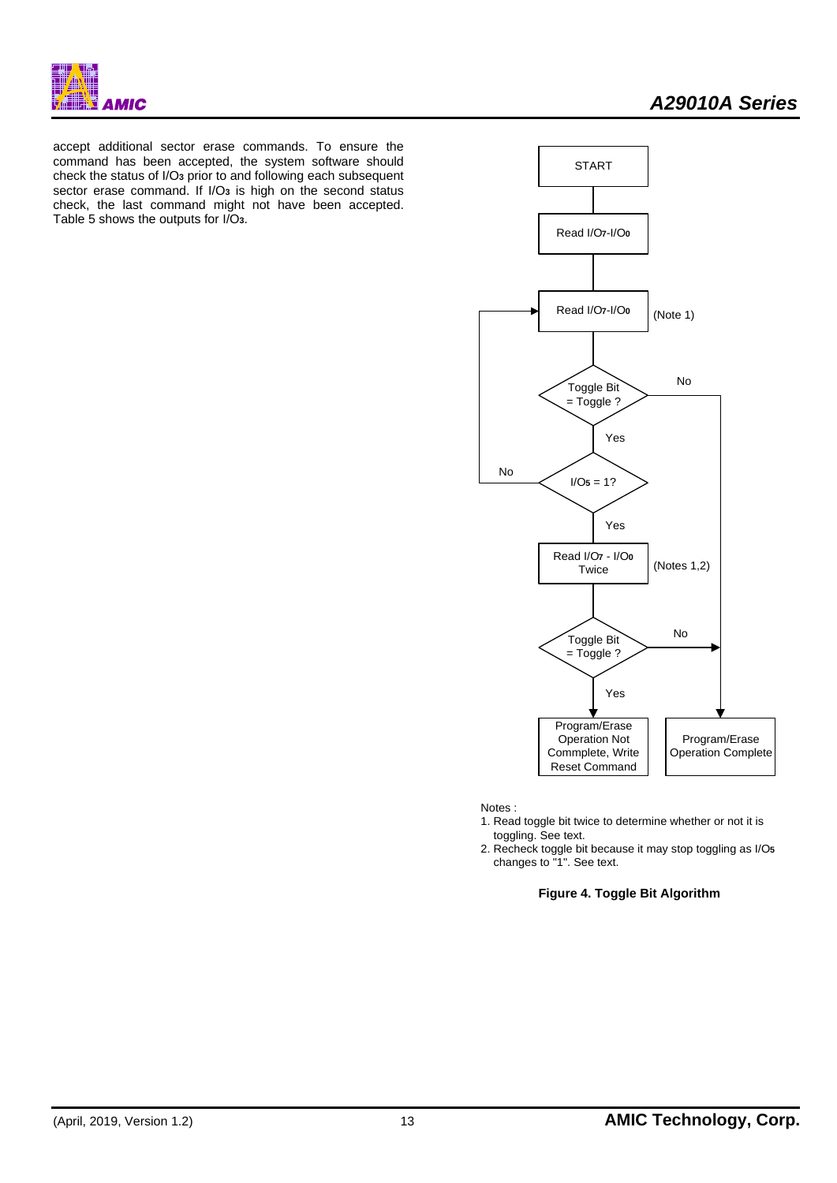accept additional sector erase commands. To ensure the command has been accepted, the system software should check the status of I/O$_3$ prior to and following each subsequent sector erase command. If I/O$_3$ is high on the second status check, the last command might not have been accepted. Table 5 shows the outputs for I/O$_3$.

START

Read I/O$_7$-I/O$_0$

Read I/O$_7$-I/O$_0$ (Note 1)

Toggle Bit = Toggle ? — No / Yes

I/O$_5$ = 1? — No / Yes

Read I/O$_7$ - I/O$_0$ Twice (Notes 1,2)

Toggle Bit = Toggle ? — No / Yes

Program/Erase Operation Not Commplete, Write Reset Command

Program/Erase Operation Complete

Notes :

1. Read toggle bit twice to determine whether or not it is toggling. See text.
2. Recheck toggle bit because it may stop toggling as I/O$_5$ changes to "1". See text.

**Figure 4. Toggle Bit Algorithm**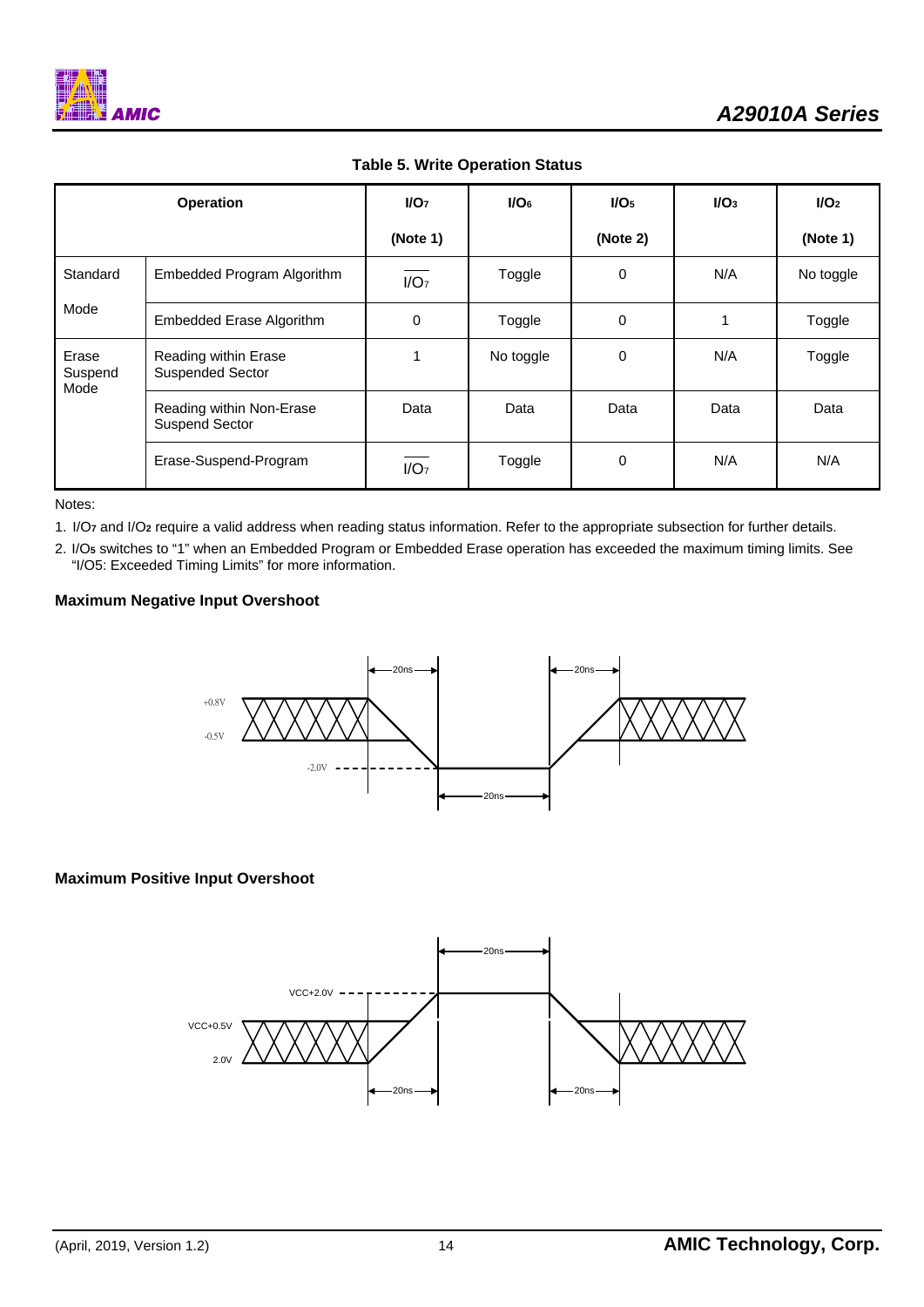**Table 5. Write Operation Status**

| Operation | | $I/O_7$ (Note 1) | $I/O_6$ | $I/O_5$ (Note 2) | $I/O_3$ | $I/O_2$ (Note 1) |
|---|---|---|---|---|---|---|
| Standard Mode | Embedded Program Algorithm | $\overline{I/O_7}$ | Toggle | 0 | N/A | No toggle |
| | Embedded Erase Algorithm | 0 | Toggle | 0 | 1 | Toggle |
| Erase Suspend Mode | Reading within Erase Suspended Sector | 1 | No toggle | 0 | N/A | Toggle |
| | Reading within Non-Erase Suspend Sector | Data | Data | Data | Data | Data |
| | Erase-Suspend-Program | $\overline{I/O_7}$ | Toggle | 0 | N/A | N/A |

Notes:

1. $I/O_7$ and $I/O_2$ require a valid address when reading status information. Refer to the appropriate subsection for further details.
2. $I/O_5$ switches to "1" when an Embedded Program or Embedded Erase operation has exceeded the maximum timing limits. See "I/O5: Exceeded Timing Limits" for more information.

**Maximum Negative Input Overshoot**

+0.8V, -0.5V, -2.0V, 20ns, 20ns, 20ns

**Maximum Positive Input Overshoot**

VCC+2.0V, VCC+0.5V, 2.0V, 20ns, 20ns, 20ns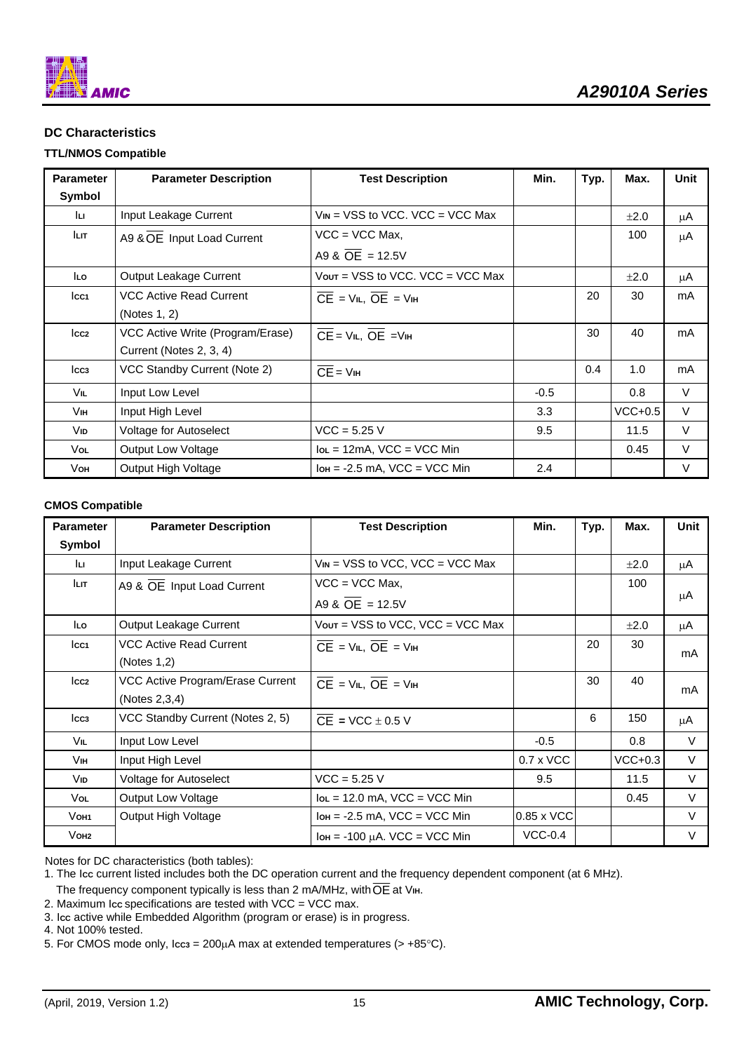## DC Characteristics

### TTL/NMOS Compatible

| Parameter Symbol | Parameter Description | Test Description | Min. | Typ. | Max. | Unit |
|---|---|---|---|---|---|---|
| $I_{LI}$ | Input Leakage Current | $V_{IN}$ = VSS to VCC. VCC = VCC Max | | | ±2.0 | μA |
| $I_{LIT}$ | A9 & $\overline{OE}$ Input Load Current | VCC = VCC Max, A9 & $\overline{OE}$ = 12.5V | | | 100 | μA |
| $I_{LO}$ | Output Leakage Current | $V_{OUT}$ = VSS to VCC. VCC = VCC Max | | | ±2.0 | μA |
| $I_{CC1}$ | VCC Active Read Current (Notes 1, 2) | $\overline{CE}$ = $V_{IL}$, $\overline{OE}$ = $V_{IH}$ | | 20 | 30 | mA |
| $I_{CC2}$ | VCC Active Write (Program/Erase) Current (Notes 2, 3, 4) | $\overline{CE}$ = $V_{IL}$, $\overline{OE}$ = $V_{IH}$ | | 30 | 40 | mA |
| $I_{CC3}$ | VCC Standby Current (Note 2) | $\overline{CE}$ = $V_{IH}$ | | 0.4 | 1.0 | mA |
| $V_{IL}$ | Input Low Level | | -0.5 | | 0.8 | V |
| $V_{IH}$ | Input High Level | | 3.3 | | VCC+0.5 | V |
| $V_{ID}$ | Voltage for Autoselect | VCC = 5.25 V | 9.5 | | 11.5 | V |
| $V_{OL}$ | Output Low Voltage | $I_{OL}$ = 12mA, VCC = VCC Min | | | 0.45 | V |
| $V_{OH}$ | Output High Voltage | $I_{OH}$ = -2.5 mA, VCC = VCC Min | 2.4 | | | V |

### CMOS Compatible

| Parameter Symbol | Parameter Description | Test Description | Min. | Typ. | Max. | Unit |
|---|---|---|---|---|---|---|
| $I_{LI}$ | Input Leakage Current | $V_{IN}$ = VSS to VCC, VCC = VCC Max | | | ±2.0 | μA |
| $I_{LIT}$ | A9 & $\overline{OE}$ Input Load Current | VCC = VCC Max, A9 & $\overline{OE}$ = 12.5V | | | 100 | μA |
| $I_{LO}$ | Output Leakage Current | $V_{OUT}$ = VSS to VCC, VCC = VCC Max | | | ±2.0 | μA |
| $I_{CC1}$ | VCC Active Read Current (Notes 1,2) | $\overline{CE}$ = $V_{IL}$, $\overline{OE}$ = $V_{IH}$ | | 20 | 30 | mA |
| $I_{CC2}$ | VCC Active Program/Erase Current (Notes 2,3,4) | $\overline{CE}$ = $V_{IL}$, $\overline{OE}$ = $V_{IH}$ | | 30 | 40 | mA |
| $I_{CC3}$ | VCC Standby Current (Notes 2, 5) | $\overline{CE}$ = VCC ± 0.5 V | | 6 | 150 | μA |
| $V_{IL}$ | Input Low Level | | -0.5 | | 0.8 | V |
| $V_{IH}$ | Input High Level | | 0.7 x VCC | | VCC+0.3 | V |
| $V_{ID}$ | Voltage for Autoselect | VCC = 5.25 V | 9.5 | | 11.5 | V |
| $V_{OL}$ | Output Low Voltage | $I_{OL}$ = 12.0 mA, VCC = VCC Min | | | 0.45 | V |
| $V_{OH1}$ | Output High Voltage | $I_{OH}$ = -2.5 mA, VCC = VCC Min | 0.85 x VCC | | | V |
| $V_{OH2}$ | | $I_{OH}$ = -100 μA. VCC = VCC Min | VCC-0.4 | | | V |

Notes for DC characteristics (both tables):

1. The $I_{CC}$ current listed includes both the DC operation current and the frequency dependent component (at 6 MHz). The frequency component typically is less than 2 mA/MHz, with $\overline{OE}$ at $V_{IH}$.
2. Maximum $I_{CC}$ specifications are tested with VCC = VCC max.
3. $I_{CC}$ active while Embedded Algorithm (program or erase) is in progress.
4. Not 100% tested.
5. For CMOS mode only, $I_{CC3}$ = 200μA max at extended temperatures (> +85°C).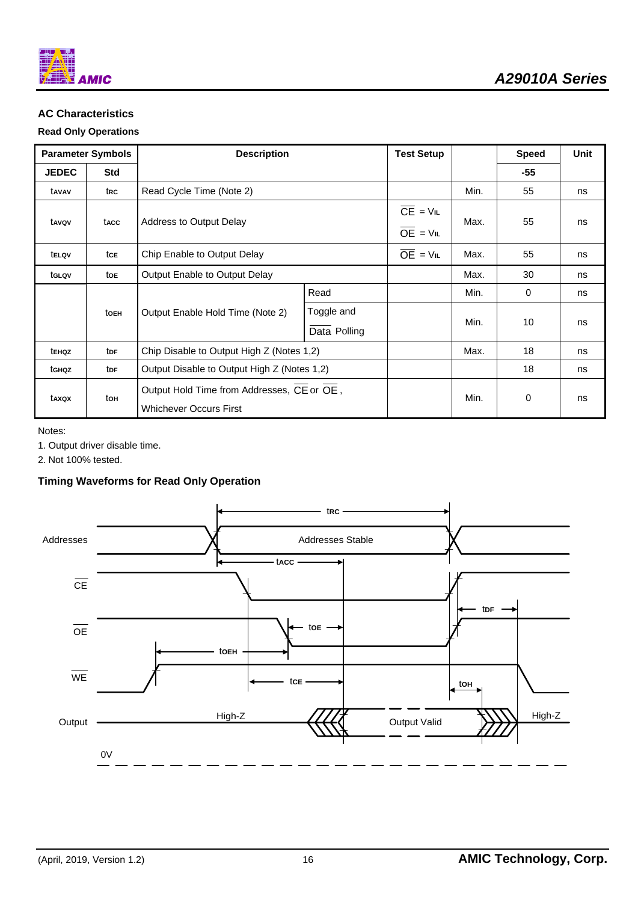## AC Characteristics

### Read Only Operations

| Parameter Symbols | | Description | | Test Setup | | Speed | Unit |
|---|---|---|---|---|---|---|---|
| JEDEC | Std | | | | | -55 | |
| $t_{AVAV}$ | $t_{RC}$ | Read Cycle Time (Note 2) | | | Min. | 55 | ns |
| $t_{AVQV}$ | $t_{ACC}$ | Address to Output Delay | | $\overline{CE}$ = $V_{IL}$ $\overline{OE}$ = $V_{IL}$ | Max. | 55 | ns |
| $t_{ELQV}$ | $t_{CE}$ | Chip Enable to Output Delay | | $\overline{OE}$ = $V_{IL}$ | Max. | 55 | ns |
| $t_{GLQV}$ | $t_{OE}$ | Output Enable to Output Delay | | | Max. | 30 | ns |
| | $t_{OEH}$ | Output Enable Hold Time (Note 2) | Read | | Min. | 0 | ns |
| | | | Toggle and $\overline{\text{Data}}$ Polling | | Min. | 10 | ns |
| $t_{EHQZ}$ | $t_{DF}$ | Chip Disable to Output High Z (Notes 1,2) | | | Max. | 18 | ns |
| $t_{GHQZ}$ | $t_{DF}$ | Output Disable to Output High Z (Notes 1,2) | | | | 18 | ns |
| $t_{AXQX}$ | $t_{OH}$ | Output Hold Time from Addresses, $\overline{CE}$ or $\overline{OE}$, Whichever Occurs First | | | Min. | 0 | ns |

Notes:

1. Output driver disable time.
2. Not 100% tested.

### Timing Waveforms for Read Only Operation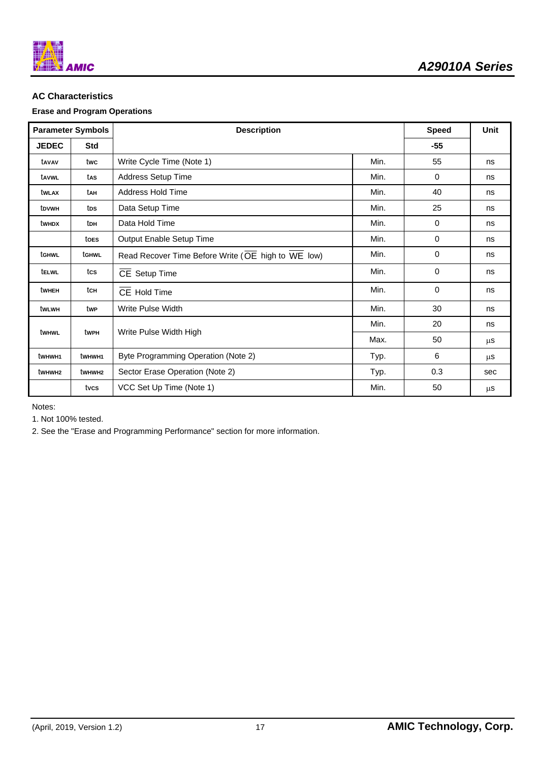## AC Characteristics

### Erase and Program Operations

| Parameter Symbols | | Description | | Speed | Unit |
|---|---|---|---|---|---|
| JEDEC | Std | | | -55 | |
| $t_{AVAV}$ | $t_{WC}$ | Write Cycle Time (Note 1) | Min. | 55 | ns |
| $t_{AVWL}$ | $t_{AS}$ | Address Setup Time | Min. | 0 | ns |
| $t_{WLAX}$ | $t_{AH}$ | Address Hold Time | Min. | 40 | ns |
| $t_{DVWH}$ | $t_{DS}$ | Data Setup Time | Min. | 25 | ns |
| $t_{WHDX}$ | $t_{DH}$ | Data Hold Time | Min. | 0 | ns |
| | $t_{OES}$ | Output Enable Setup Time | Min. | 0 | ns |
| $t_{GHWL}$ | $t_{GHWL}$ | Read Recover Time Before Write ($\overline{OE}$ high to $\overline{WE}$ low) | Min. | 0 | ns |
| $t_{ELWL}$ | $t_{CS}$ | $\overline{CE}$ Setup Time | Min. | 0 | ns |
| $t_{WHEH}$ | $t_{CH}$ | $\overline{CE}$ Hold Time | Min. | 0 | ns |
| $t_{WLWH}$ | $t_{WP}$ | Write Pulse Width | Min. | 30 | ns |
| $t_{WHWL}$ | $t_{WPH}$ | Write Pulse Width High | Min. | 20 | ns |
| | | | Max. | 50 | μs |
| $t_{WHWH1}$ | $t_{WHWH1}$ | Byte Programming Operation (Note 2) | Typ. | 6 | μs |
| $t_{WHWH2}$ | $t_{WHWH2}$ | Sector Erase Operation (Note 2) | Typ. | 0.3 | sec |
| | $t_{VCS}$ | VCC Set Up Time (Note 1) | Min. | 50 | μs |

Notes:

1. Not 100% tested.

2. See the "Erase and Programming Performance" section for more information.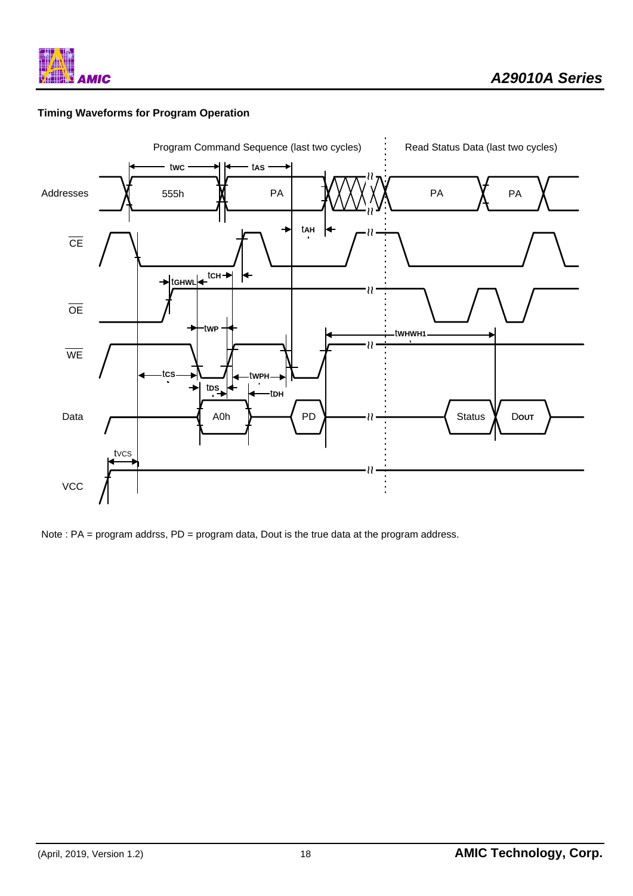### Timing Waveforms for Program Operation

Note : PA = program addrss, PD = program data, Dout is the true data at the program address.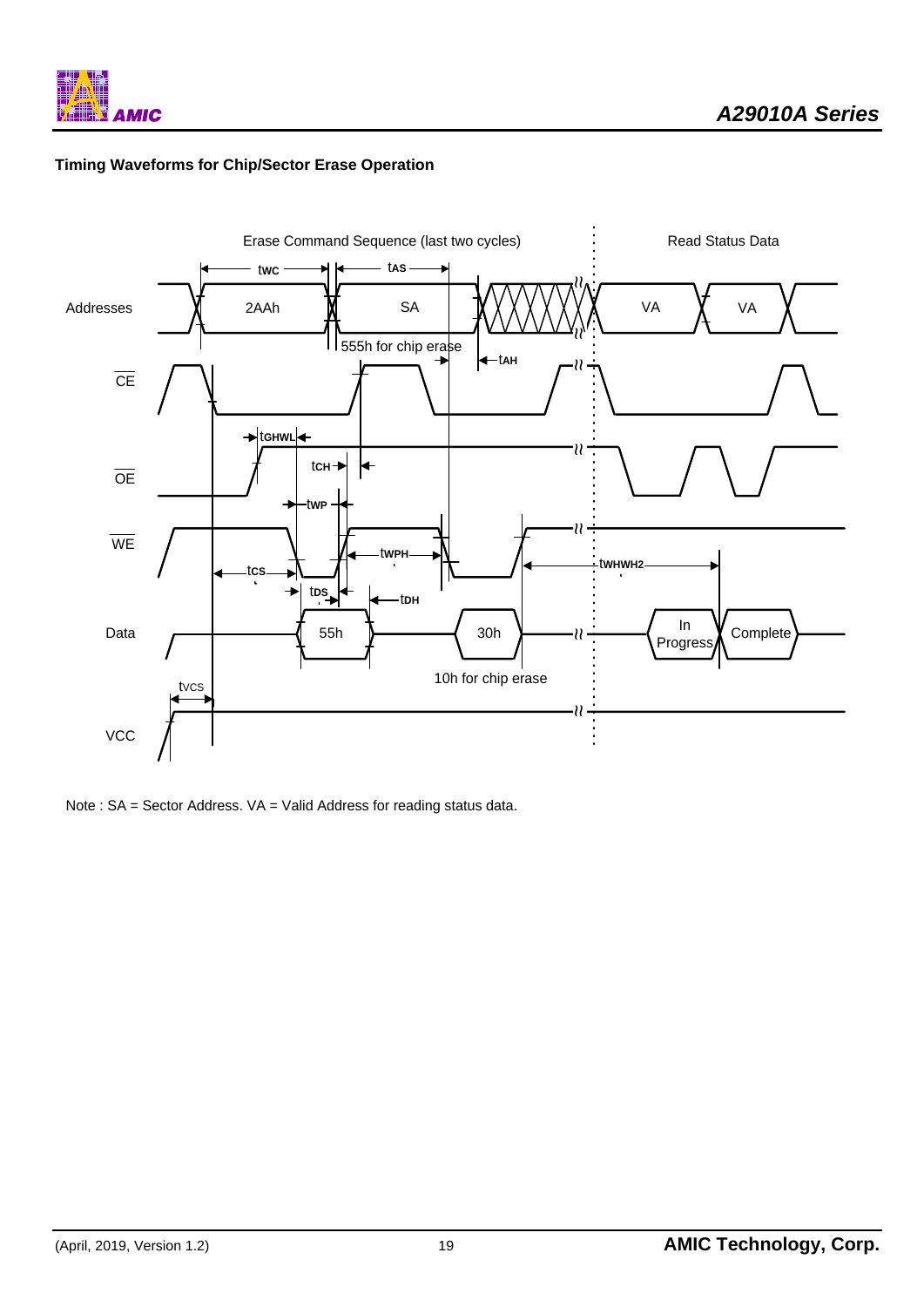**Timing Waveforms for Chip/Sector Erase Operation**

Erase Command Sequence (last two cycles)

Read Status Data

Addresses: 2AAh, SA, VA, VA

555h for chip erase

$t_{WC}$, $t_{AS}$, $t_{AH}$

CE

$t_{GHWL}$

OE

$t_{CH}$

$t_{WP}$

WE

$t_{WPH}$

$t_{WHWH2}$

$t_{CS}$

$t_{DS}$

$t_{DH}$

Data: 55h, 30h, In Progress, Complete

10h for chip erase

$t_{VCS}$

VCC

Note : SA = Sector Address. VA = Valid Address for reading status data.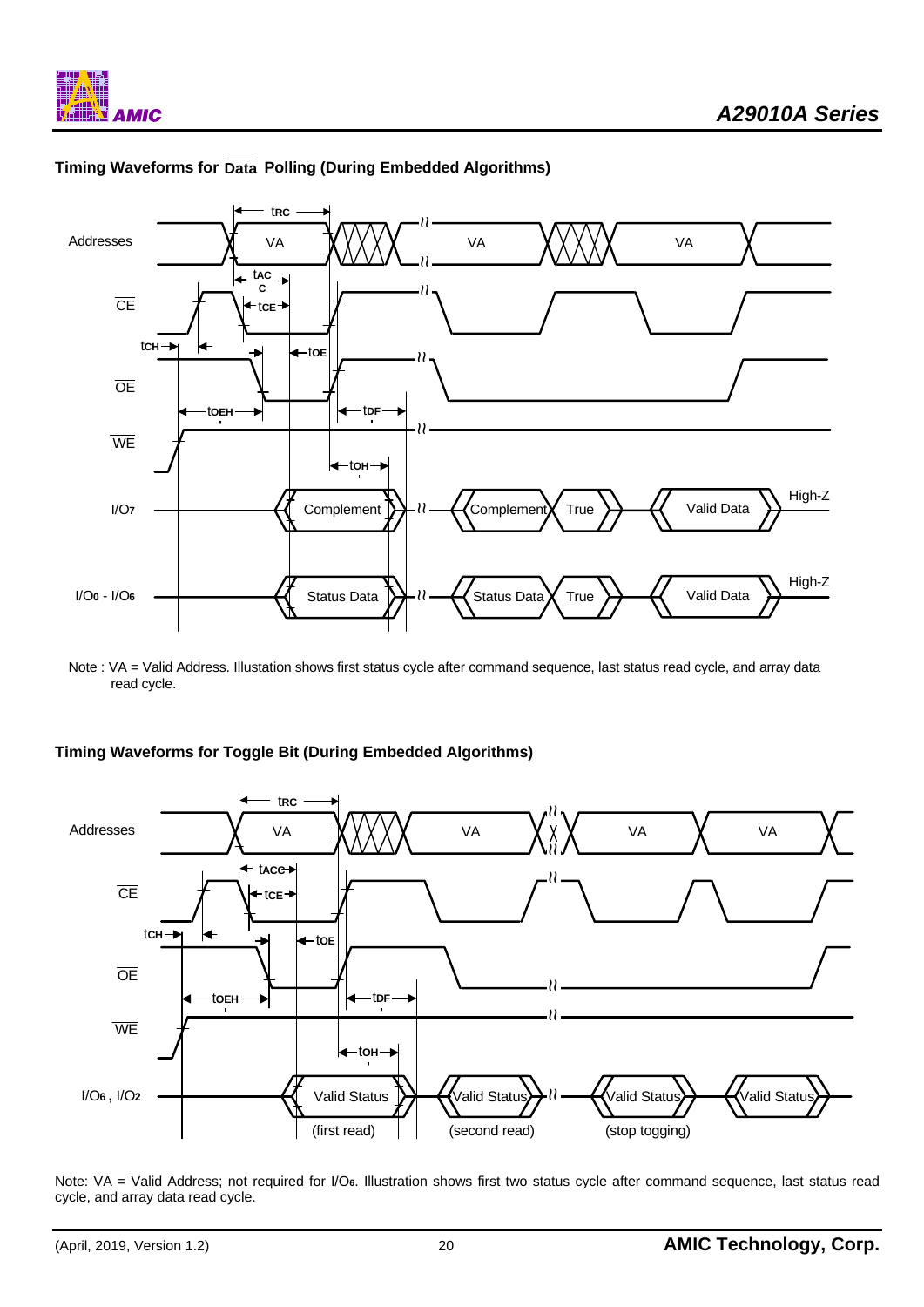### Timing Waveforms for $\overline{\text{Data}}$ Polling (During Embedded Algorithms)

Note : VA = Valid Address. Illustation shows first status cycle after command sequence, last status read cycle, and array data read cycle.

### Timing Waveforms for Toggle Bit (During Embedded Algorithms)

Note: VA = Valid Address; not required for I/O6. Illustration shows first two status cycle after command sequence, last status read cycle, and array data read cycle.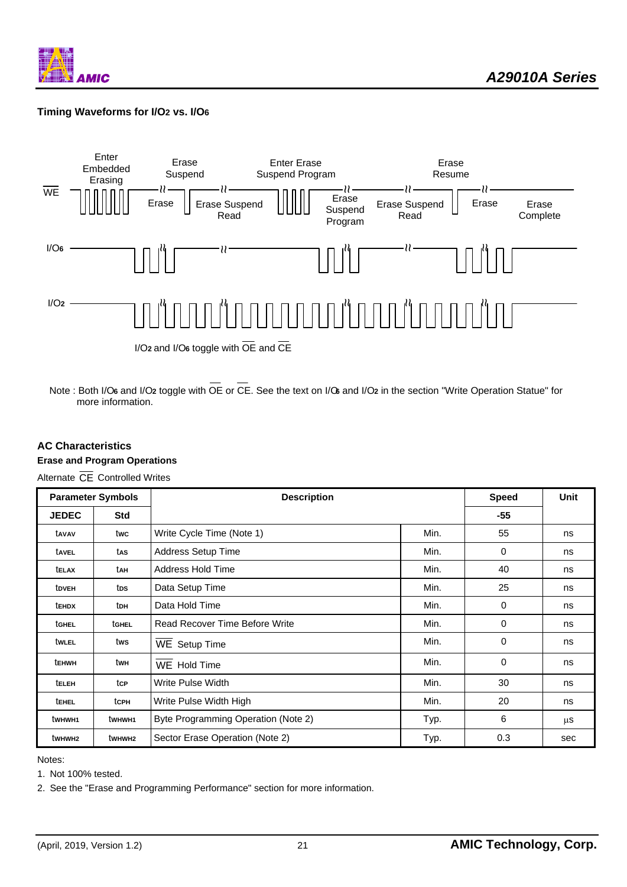### Timing Waveforms for I/O2 vs. I/O6

Enter Embedded Erasing | Erase Suspend | Enter Erase Suspend Program | Erase Resume

$\overline{WE}$ — Erase — Erase Suspend Read — Erase Suspend Program — Erase Suspend Read — Erase — Erase Complete

I/O6

I/O2

I/O2 and I/O6 toggle with $\overline{OE}$ and $\overline{CE}$

Note : Both I/O6 and I/O2 toggle with $\overline{OE}$ or $\overline{CE}$. See the text on I/O6 and I/O2 in the section "Write Operation Statue" for more information.

### AC Characteristics

#### Erase and Program Operations

Alternate $\overline{CE}$ Controlled Writes

| Parameter Symbols | | Description | | Speed | Unit |
|---|---|---|---|---|---|
| JEDEC | Std | | | -55 | |
| $t_{AVAV}$ | $t_{WC}$ | Write Cycle Time (Note 1) | Min. | 55 | ns |
| $t_{AVEL}$ | $t_{AS}$ | Address Setup Time | Min. | 0 | ns |
| $t_{ELAX}$ | $t_{AH}$ | Address Hold Time | Min. | 40 | ns |
| $t_{DVEH}$ | $t_{DS}$ | Data Setup Time | Min. | 25 | ns |
| $t_{EHDX}$ | $t_{DH}$ | Data Hold Time | Min. | 0 | ns |
| $t_{GHEL}$ | $t_{GHEL}$ | Read Recover Time Before Write | Min. | 0 | ns |
| $t_{WLEL}$ | $t_{WS}$ | $\overline{WE}$ Setup Time | Min. | 0 | ns |
| $t_{EHWH}$ | $t_{WH}$ | $\overline{WE}$ Hold Time | Min. | 0 | ns |
| $t_{ELEH}$ | $t_{CP}$ | Write Pulse Width | Min. | 30 | ns |
| $t_{EHEL}$ | $t_{CPH}$ | Write Pulse Width High | Min. | 20 | ns |
| $t_{WHWH1}$ | $t_{WHWH1}$ | Byte Programming Operation (Note 2) | Typ. | 6 | μs |
| $t_{WHWH2}$ | $t_{WHWH2}$ | Sector Erase Operation (Note 2) | Typ. | 0.3 | sec |

Notes:

1. Not 100% tested.
2. See the "Erase and Programming Performance" section for more information.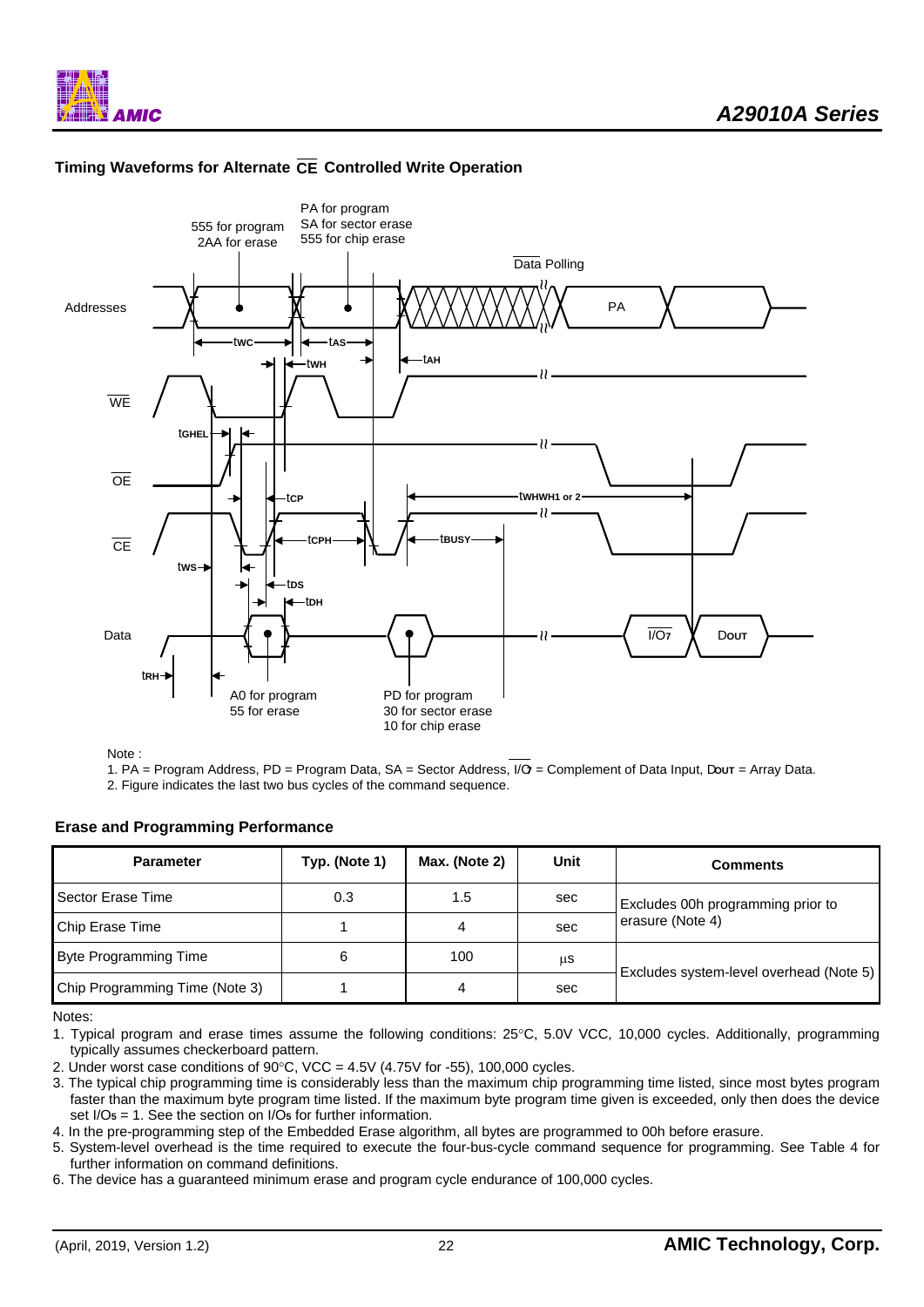### Timing Waveforms for Alternate $\overline{CE}$ Controlled Write Operation

Note :

1. PA = Program Address, PD = Program Data, SA = Sector Address, $\overline{I/O_7}$ = Complement of Data Input, DOUT = Array Data.
2. Figure indicates the last two bus cycles of the command sequence.

### Erase and Programming Performance

| Parameter | Typ. (Note 1) | Max. (Note 2) | Unit | Comments |
|---|---|---|---|---|
| Sector Erase Time | 0.3 | 1.5 | sec | Excludes 00h programming prior to erasure (Note 4) |
| Chip Erase Time | 1 | 4 | sec | |
| Byte Programming Time | 6 | 100 | μs | Excludes system-level overhead (Note 5) |
| Chip Programming Time (Note 3) | 1 | 4 | sec | |

Notes:

1. Typical program and erase times assume the following conditions: 25°C, 5.0V VCC, 10,000 cycles. Additionally, programming typically assumes checkerboard pattern.
2. Under worst case conditions of 90°C, VCC = 4.5V (4.75V for -55), 100,000 cycles.
3. The typical chip programming time is considerably less than the maximum chip programming time listed, since most bytes program faster than the maximum byte program time listed. If the maximum byte program time given is exceeded, only then does the device set $I/O_5$ = 1. See the section on $I/O_5$ for further information.
4. In the pre-programming step of the Embedded Erase algorithm, all bytes are programmed to 00h before erasure.
5. System-level overhead is the time required to execute the four-bus-cycle command sequence for programming. See Table 4 for further information on command definitions.
6. The device has a guaranteed minimum erase and program cycle endurance of 100,000 cycles.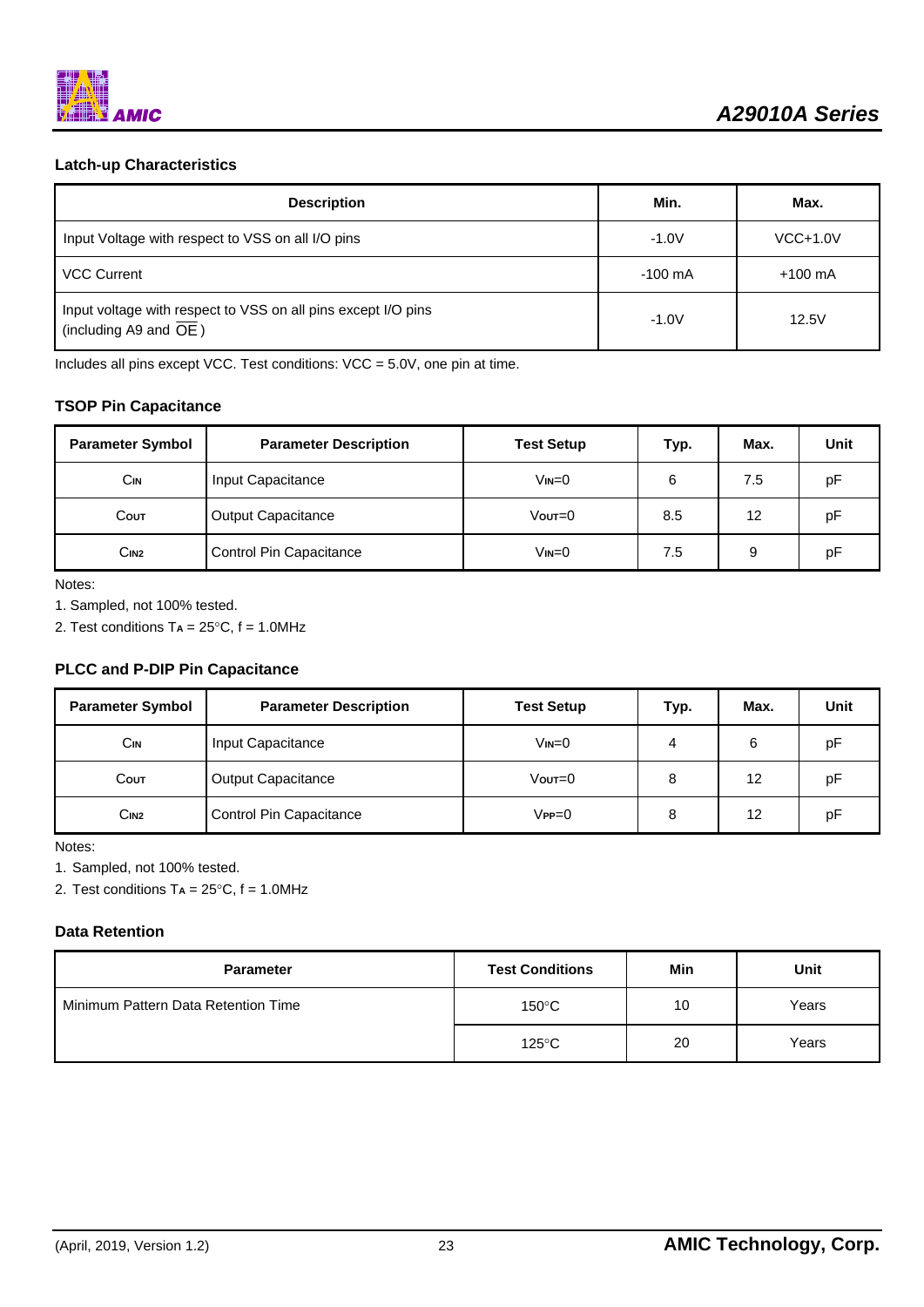### Latch-up Characteristics

| Description | Min. | Max. |
|---|---|---|
| Input Voltage with respect to VSS on all I/O pins | -1.0V | VCC+1.0V |
| VCC Current | -100 mA | +100 mA |
| Input voltage with respect to VSS on all pins except I/O pins (including A9 and $\overline{OE}$ ) | -1.0V | 12.5V |

Includes all pins except VCC. Test conditions: VCC = 5.0V, one pin at time.

### TSOP Pin Capacitance

| Parameter Symbol | Parameter Description | Test Setup | Typ. | Max. | Unit |
|---|---|---|---|---|---|
| $C_{IN}$ | Input Capacitance | $V_{IN}$=0 | 6 | 7.5 | pF |
| $C_{OUT}$ | Output Capacitance | $V_{OUT}$=0 | 8.5 | 12 | pF |
| $C_{IN2}$ | Control Pin Capacitance | $V_{IN}$=0 | 7.5 | 9 | pF |

Notes:

1. Sampled, not 100% tested.
2. Test conditions $T_A$ = 25°C, f = 1.0MHz

### PLCC and P-DIP Pin Capacitance

| Parameter Symbol | Parameter Description | Test Setup | Typ. | Max. | Unit |
|---|---|---|---|---|---|
| $C_{IN}$ | Input Capacitance | $V_{IN}$=0 | 4 | 6 | pF |
| $C_{OUT}$ | Output Capacitance | $V_{OUT}$=0 | 8 | 12 | pF |
| $C_{IN2}$ | Control Pin Capacitance | $V_{PP}$=0 | 8 | 12 | pF |

Notes:

1. Sampled, not 100% tested.
2. Test conditions $T_A$ = 25°C, f = 1.0MHz

### Data Retention

| Parameter | Test Conditions | Min | Unit |
|---|---|---|---|
| Minimum Pattern Data Retention Time | 150°C | 10 | Years |
| | 125°C | 20 | Years |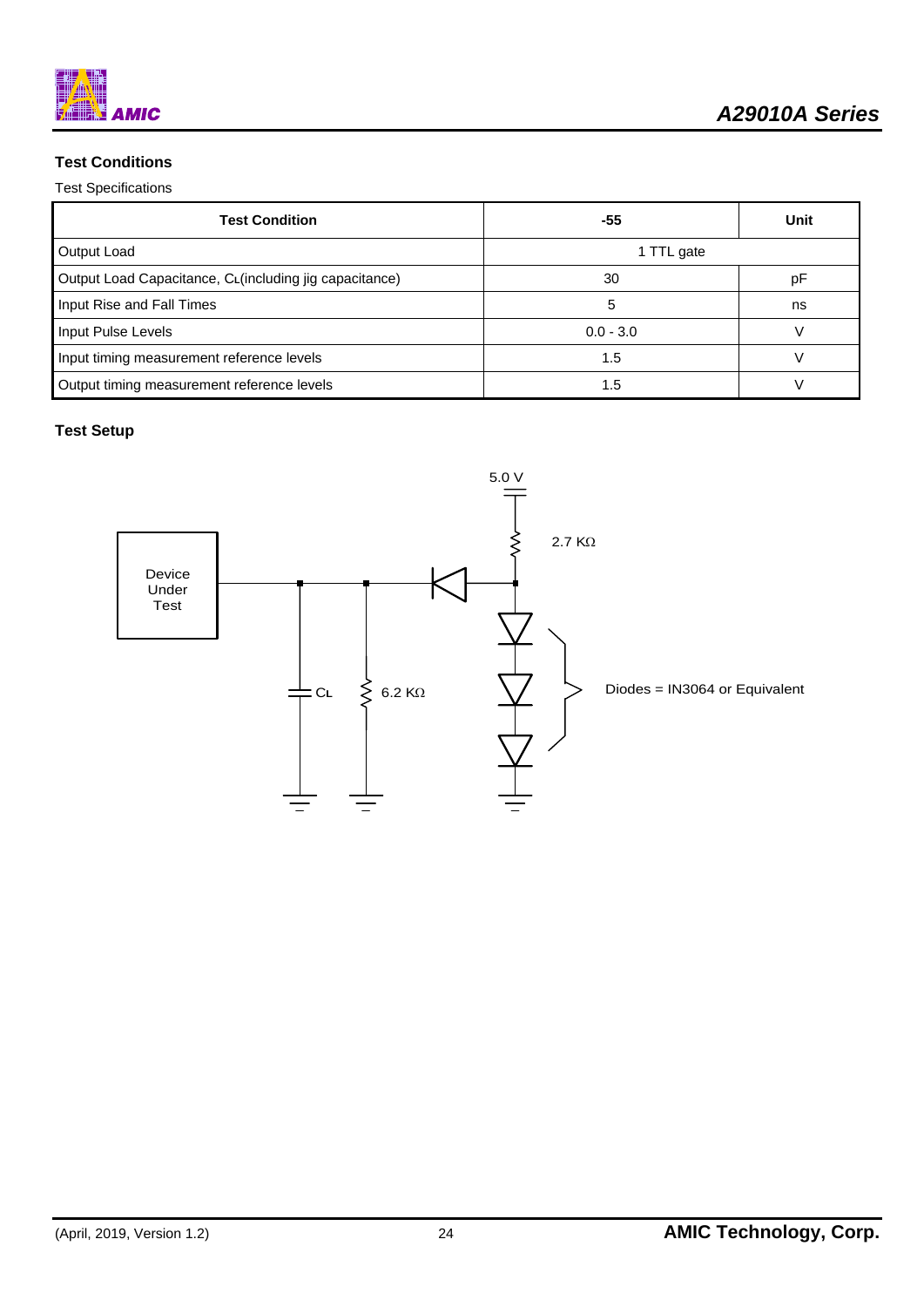## Test Conditions

Test Specifications

| Test Condition | -55 | Unit |
|---|---|---|
| Output Load | 1 TTL gate | |
| Output Load Capacitance, $C_L$(including jig capacitance) | 30 | pF |
| Input Rise and Fall Times | 5 | ns |
| Input Pulse Levels | 0.0 - 3.0 | V |
| Input timing measurement reference levels | 1.5 | V |
| Output timing measurement reference levels | 1.5 | V |

## Test Setup

5.0 V

2.7 KΩ

Device Under Test

$C_L$

6.2 KΩ

Diodes = IN3064 or Equivalent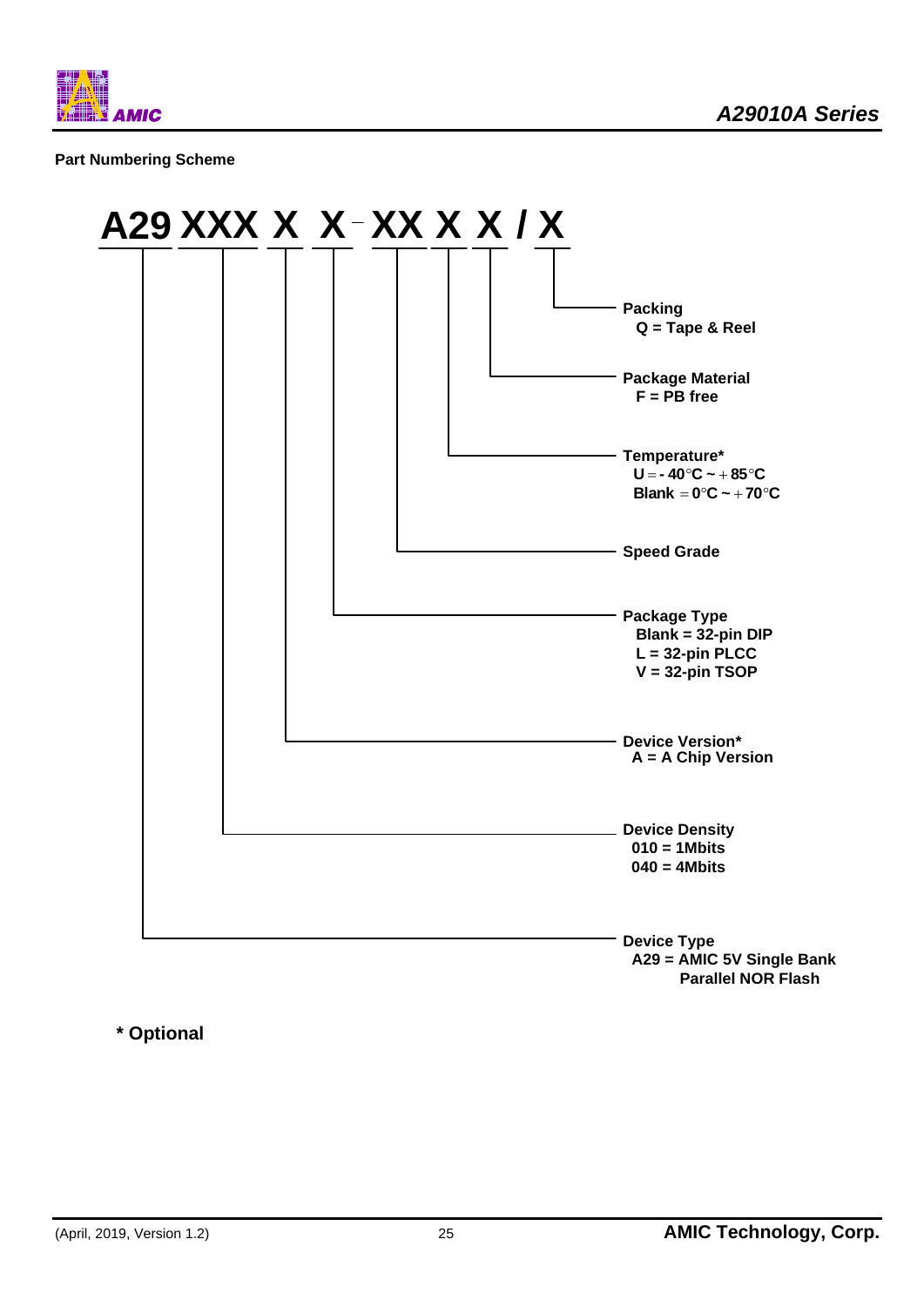**Part Numbering Scheme**

**A29 XXX X X - XX X X / X**

- **Packing**
  - Q = Tape & Reel
- **Package Material**
  - F = PB free
- **Temperature***
  - U = - 40°C ~ + 85°C
  - Blank = 0°C ~ + 70°C
- **Speed Grade**
- **Package Type**
  - Blank = 32-pin DIP
  - L = 32-pin PLCC
  - V = 32-pin TSOP
- **Device Version***
  - A = A Chip Version
- **Device Density**
  - 010 = 1Mbits
  - 040 = 4Mbits
- **Device Type**
  - A29 = AMIC 5V Single Bank Parallel NOR Flash

**\* Optional**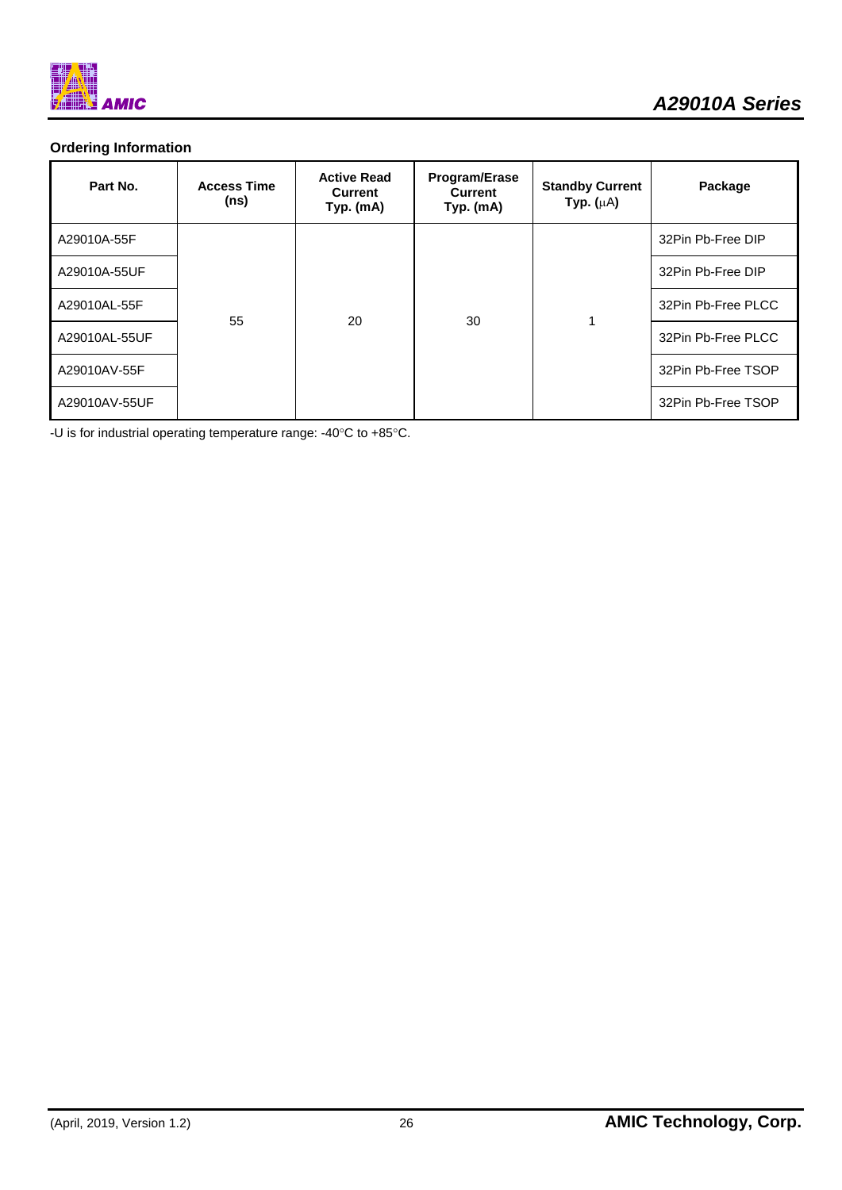### Ordering Information

| Part No. | Access Time (ns) | Active Read Current Typ. (mA) | Program/Erase Current Typ. (mA) | Standby Current Typ. (μA) | Package |
|---|---|---|---|---|---|
| A29010A-55F | 55 | 20 | 30 | 1 | 32Pin Pb-Free DIP |
| A29010A-55UF | | | | | 32Pin Pb-Free DIP |
| A29010AL-55F | | | | | 32Pin Pb-Free PLCC |
| A29010AL-55UF | | | | | 32Pin Pb-Free PLCC |
| A29010AV-55F | | | | | 32Pin Pb-Free TSOP |
| A29010AV-55UF | | | | | 32Pin Pb-Free TSOP |

-U is for industrial operating temperature range: -40°C to +85°C.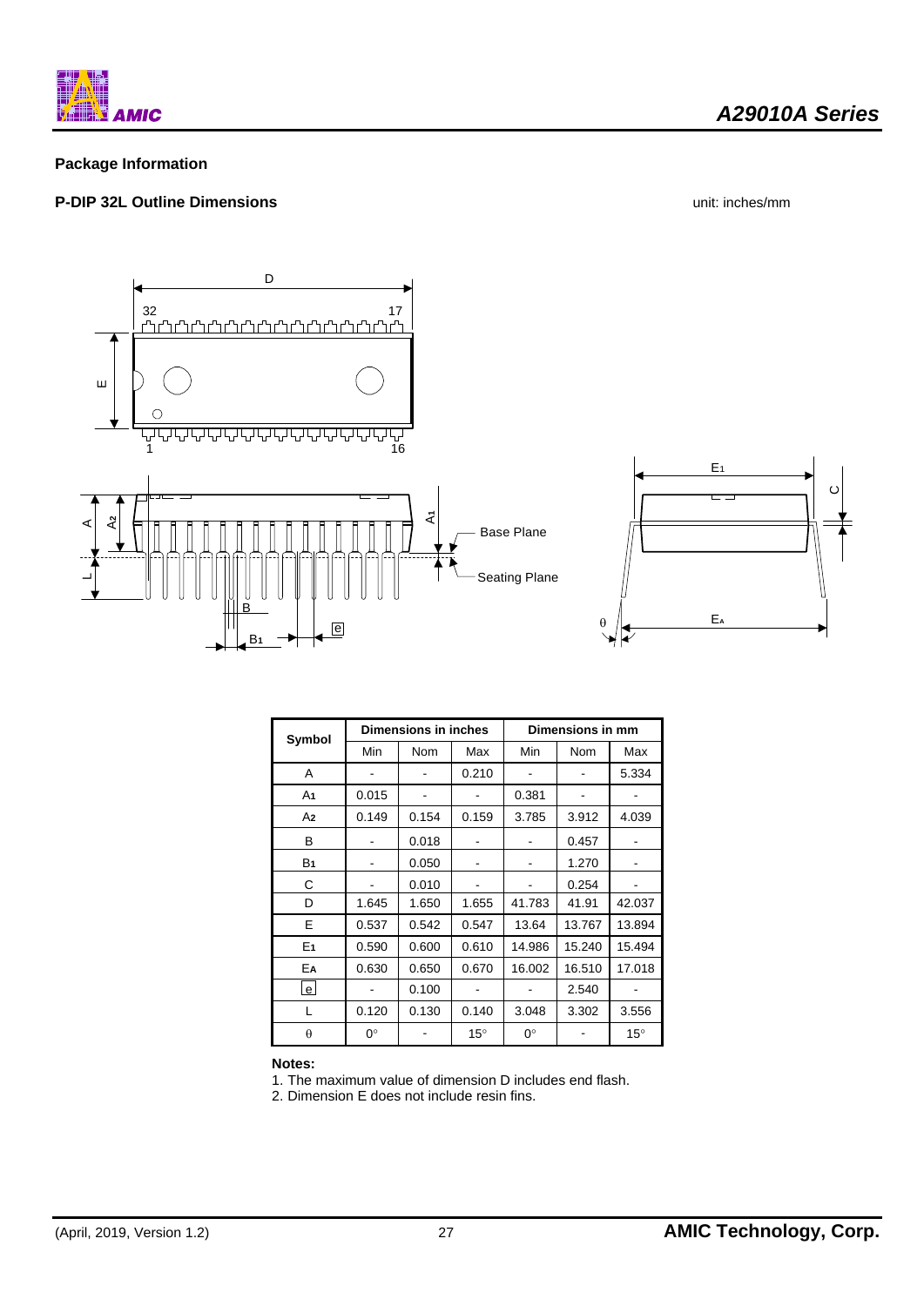## Package Information

### P-DIP 32L Outline Dimensions

unit: inches/mm

| Symbol | Dimensions in inches | | | Dimensions in mm | | |
|---|---|---|---|---|---|---|
| | Min | Nom | Max | Min | Nom | Max |
| A | - | - | 0.210 | - | - | 5.334 |
| $A_1$ | 0.015 | - | - | 0.381 | - | - |
| $A_2$ | 0.149 | 0.154 | 0.159 | 3.785 | 3.912 | 4.039 |
| B | - | 0.018 | - | - | 0.457 | - |
| $B_1$ | - | 0.050 | - | - | 1.270 | - |
| C | - | 0.010 | - | - | 0.254 | - |
| D | 1.645 | 1.650 | 1.655 | 41.783 | 41.91 | 42.037 |
| E | 0.537 | 0.542 | 0.547 | 13.64 | 13.767 | 13.894 |
| $E_1$ | 0.590 | 0.600 | 0.610 | 14.986 | 15.240 | 15.494 |
| $E_A$ | 0.630 | 0.650 | 0.670 | 16.002 | 16.510 | 17.018 |
| e | - | 0.100 | - | - | 2.540 | - |
| L | 0.120 | 0.130 | 0.140 | 3.048 | 3.302 | 3.556 |
| $\theta$ | 0° | - | 15° | 0° | - | 15° |

**Notes:**

1. The maximum value of dimension D includes end flash.
2. Dimension E does not include resin fins.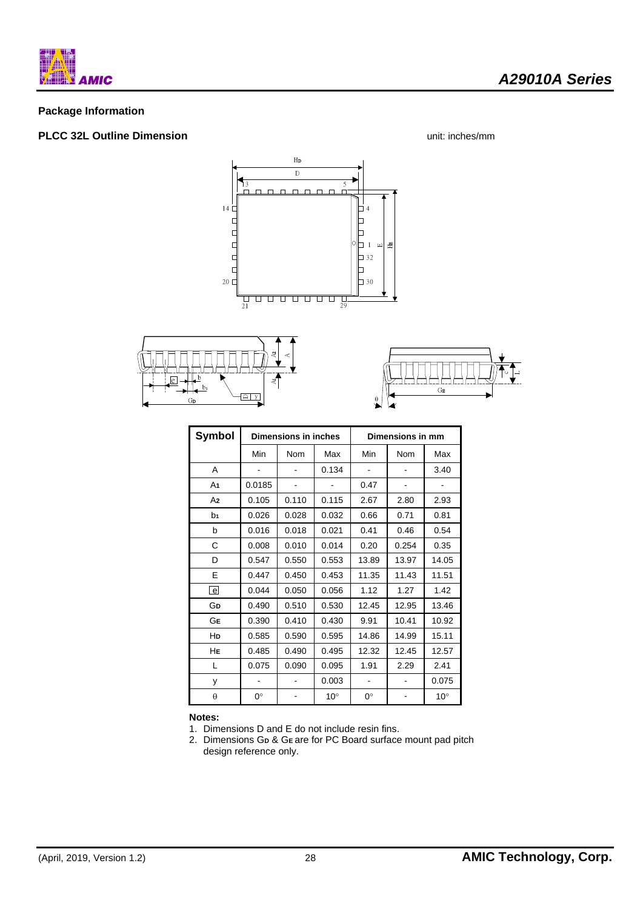## Package Information

### PLCC 32L Outline Dimension

unit: inches/mm

| Symbol | Dimensions in inches | | | Dimensions in mm | | |
|---|---|---|---|---|---|---|
| | Min | Nom | Max | Min | Nom | Max |
| A | - | - | 0.134 | - | - | 3.40 |
| $A_1$ | 0.0185 | - | - | 0.47 | - | - |
| $A_2$ | 0.105 | 0.110 | 0.115 | 2.67 | 2.80 | 2.93 |
| $b_1$ | 0.026 | 0.028 | 0.032 | 0.66 | 0.71 | 0.81 |
| b | 0.016 | 0.018 | 0.021 | 0.41 | 0.46 | 0.54 |
| C | 0.008 | 0.010 | 0.014 | 0.20 | 0.254 | 0.35 |
| D | 0.547 | 0.550 | 0.553 | 13.89 | 13.97 | 14.05 |
| E | 0.447 | 0.450 | 0.453 | 11.35 | 11.43 | 11.51 |
| e | 0.044 | 0.050 | 0.056 | 1.12 | 1.27 | 1.42 |
| $G_D$ | 0.490 | 0.510 | 0.530 | 12.45 | 12.95 | 13.46 |
| $G_E$ | 0.390 | 0.410 | 0.430 | 9.91 | 10.41 | 10.92 |
| $H_D$ | 0.585 | 0.590 | 0.595 | 14.86 | 14.99 | 15.11 |
| $H_E$ | 0.485 | 0.490 | 0.495 | 12.32 | 12.45 | 12.57 |
| L | 0.075 | 0.090 | 0.095 | 1.91 | 2.29 | 2.41 |
| y | - | - | 0.003 | - | - | 0.075 |
| $\theta$ | 0° | - | 10° | 0° | - | 10° |

**Notes:**

1. Dimensions D and E do not include resin fins.
2. Dimensions $G_D$ & $G_E$ are for PC Board surface mount pad pitch design reference only.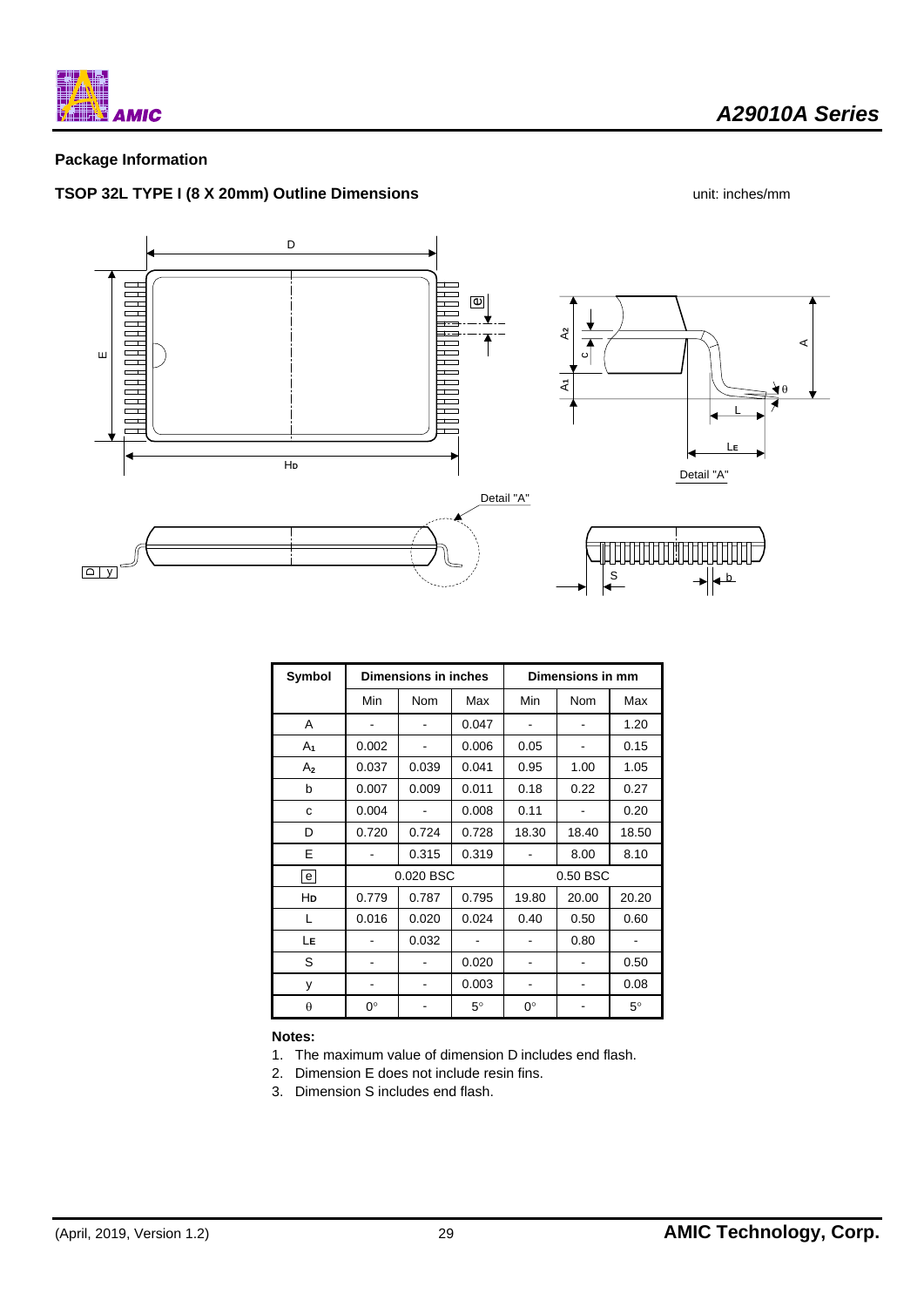## Package Information

### TSOP 32L TYPE I (8 X 20mm) Outline Dimensions

unit: inches/mm

D

E

HD

e

A2

c

A1

A

θ

L

LE

Detail "A"

Detail "A"

y

S

b

| Symbol | Dimensions in inches | | | Dimensions in mm | | |
|---|---|---|---|---|---|---|
| | Min | Nom | Max | Min | Nom | Max |
| A | - | - | 0.047 | - | - | 1.20 |
| $A_1$ | 0.002 | - | 0.006 | 0.05 | - | 0.15 |
| $A_2$ | 0.037 | 0.039 | 0.041 | 0.95 | 1.00 | 1.05 |
| b | 0.007 | 0.009 | 0.011 | 0.18 | 0.22 | 0.27 |
| c | 0.004 | - | 0.008 | 0.11 | - | 0.20 |
| D | 0.720 | 0.724 | 0.728 | 18.30 | 18.40 | 18.50 |
| E | - | 0.315 | 0.319 | - | 8.00 | 8.10 |
| e | 0.020 BSC | | | 0.50 BSC | | |
| $H_D$ | 0.779 | 0.787 | 0.795 | 19.80 | 20.00 | 20.20 |
| L | 0.016 | 0.020 | 0.024 | 0.40 | 0.50 | 0.60 |
| $L_E$ | - | 0.032 | - | - | 0.80 | - |
| S | - | - | 0.020 | - | - | 0.50 |
| y | - | - | 0.003 | - | - | 0.08 |
| θ | 0° | - | 5° | 0° | - | 5° |

**Notes:**

1. The maximum value of dimension D includes end flash.
2. Dimension E does not include resin fins.
3. Dimension S includes end flash.